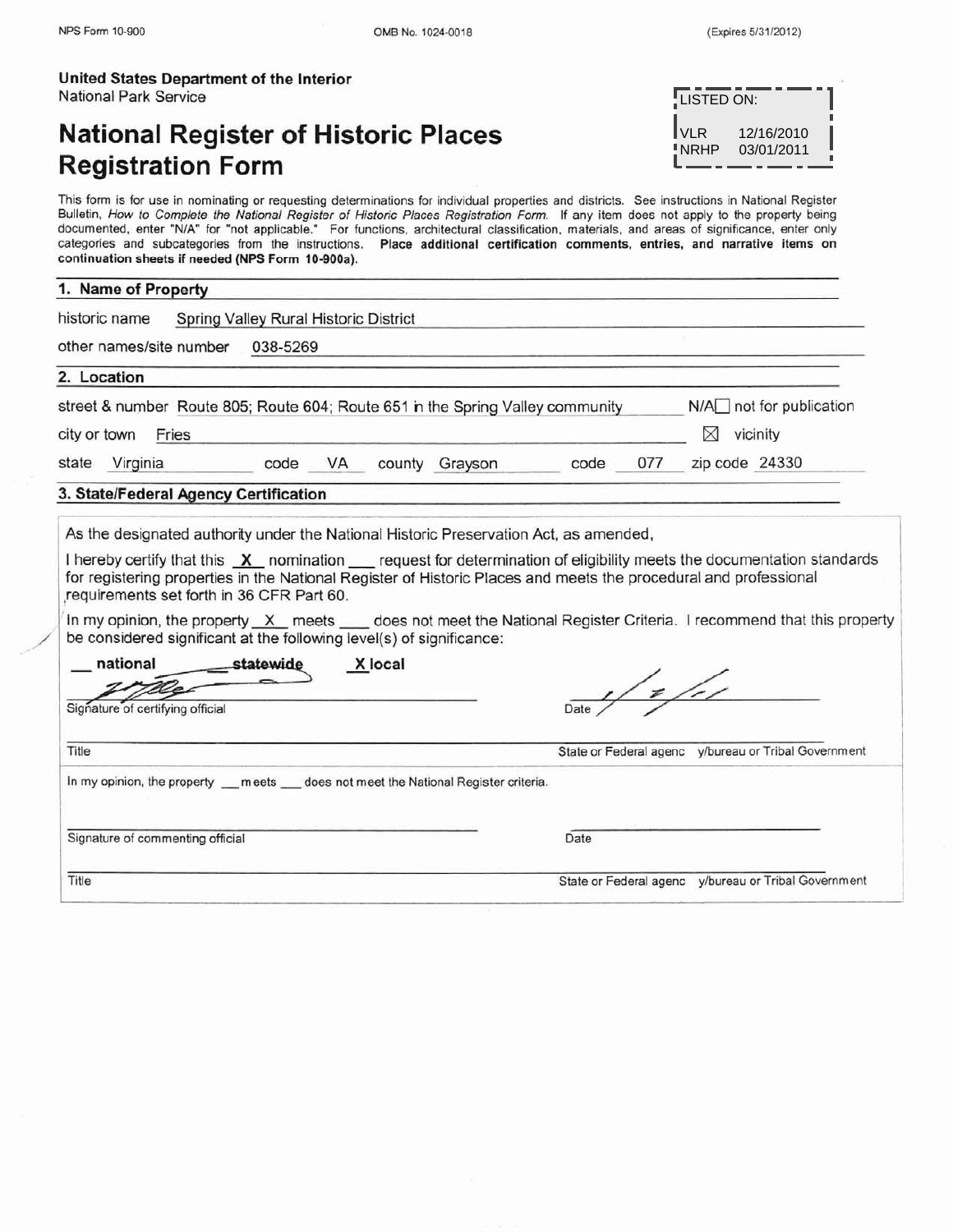United States Department of the Interior
National Park Service

# National Register of Historic Places Registration Form

| LISTED ON: | |
|---|---|
| VLR | 12/16/2010 |
| NRHP | 03/01/2011 |

This form is for use in nominating or requesting determinations for individual properties and districts. See instructions in National Register Bulletin, *How to Complete the National Register of Historic Places Registration Form.* If any item does not apply to the property being documented, enter "N/A" for "not applicable." For functions, architectural classification, materials, and areas of significance, enter only categories and subcategories from the instructions. **Place additional certification comments, entries, and narrative items on continuation sheets if needed (NPS Form 10-900a).**

## 1. Name of Property

historic name: Spring Valley Rural Historic District

other names/site number: 038-5269

## 2. Location

street & number: Route 805; Route 604; Route 651 in the Spring Valley community — N/A ☐ not for publication

city or town: Fries — ☒ vicinity

state: Virginia  code: VA  county: Grayson  code: 077  zip code: 24330

## 3. State/Federal Agency Certification

As the designated authority under the National Historic Preservation Act, as amended,

I hereby certify that this _X_ nomination ___ request for determination of eligibility meets the documentation standards for registering properties in the National Register of Historic Places and meets the procedural and professional requirements set forth in 36 CFR Part 60.

In my opinion, the property _X_ meets ___ does not meet the National Register Criteria. I recommend that this property be considered significant at the following level(s) of significance:

__ national  ~~statewide~~  _X_ local

[Signature] — Date: 1/7/11

Signature of certifying official — Date

Title — State or Federal agency/bureau or Tribal Government

In my opinion, the property ___ meets ___ does not meet the National Register criteria.

Signature of commenting official — Date

Title — State or Federal agency/bureau or Tribal Government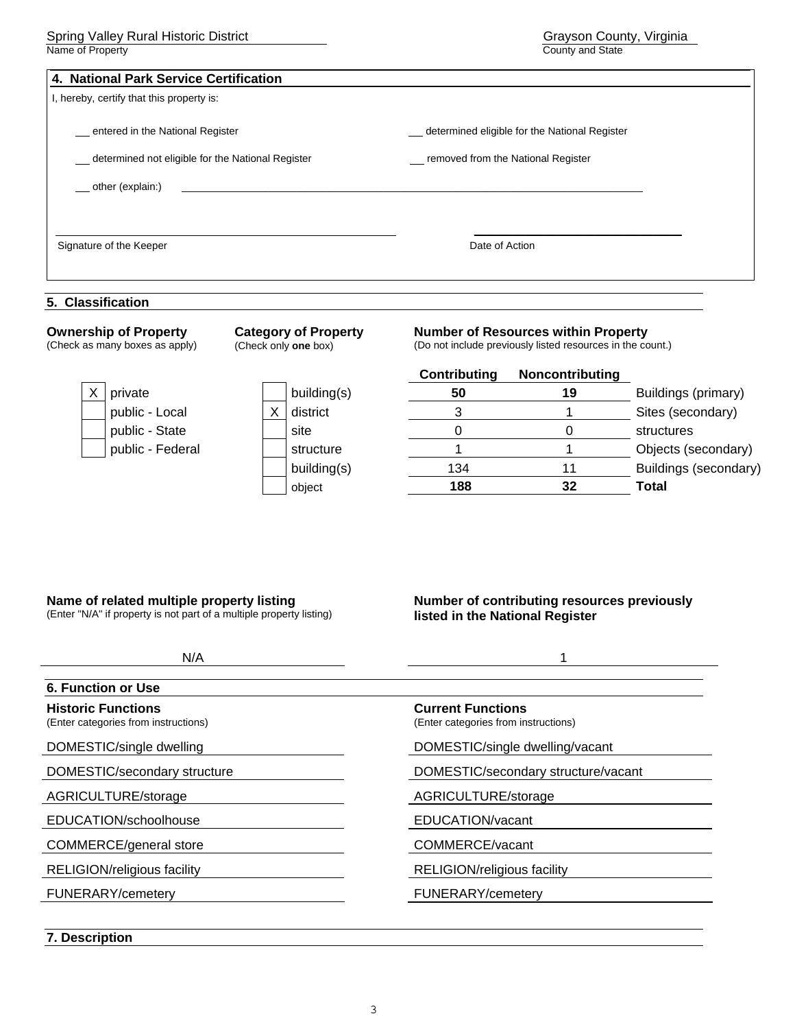Spring Valley Rural Historic District
Name of Property

Grayson County, Virginia
County and State

## 4. National Park Service Certification

I, hereby, certify that this property is:

\_\_ entered in the National Register

\_\_ determined eligible for the National Register

\_\_ determined not eligible for the National Register

\_\_ removed from the National Register

\_\_ other (explain:)

Signature of the Keeper

Date of Action

## 5. Classification

**Ownership of Property**
(Check as many boxes as apply)

| | |
|---|---|
| X | private |
| | public - Local |
| | public - State |
| | public - Federal |

**Category of Property**
(Check only **one** box)

| | |
|---|---|
| | building(s) |
| X | district |
| | site |
| | structure |
| | building(s) |
| | object |

**Number of Resources within Property**
(Do not include previously listed resources in the count.)

| Contributing | Noncontributing | |
|---|---|---|
| **50** | **19** | Buildings (primary) |
| 3 | 1 | Sites (secondary) |
| 0 | 0 | structures |
| 1 | 1 | Objects (secondary) |
| 134 | 11 | Buildings (secondary) |
| **188** | **32** | **Total** |

**Name of related multiple property listing**
(Enter "N/A" if property is not part of a multiple property listing)

N/A

**Number of contributing resources previously listed in the National Register**

1

## 6. Function or Use

| **Historic Functions** (Enter categories from instructions) | **Current Functions** (Enter categories from instructions) |
|---|---|
| DOMESTIC/single dwelling | DOMESTIC/single dwelling/vacant |
| DOMESTIC/secondary structure | DOMESTIC/secondary structure/vacant |
| AGRICULTURE/storage | AGRICULTURE/storage |
| EDUCATION/schoolhouse | EDUCATION/vacant |
| COMMERCE/general store | COMMERCE/vacant |
| RELIGION/religious facility | RELIGION/religious facility |
| FUNERARY/cemetery | FUNERARY/cemetery |

## 7. Description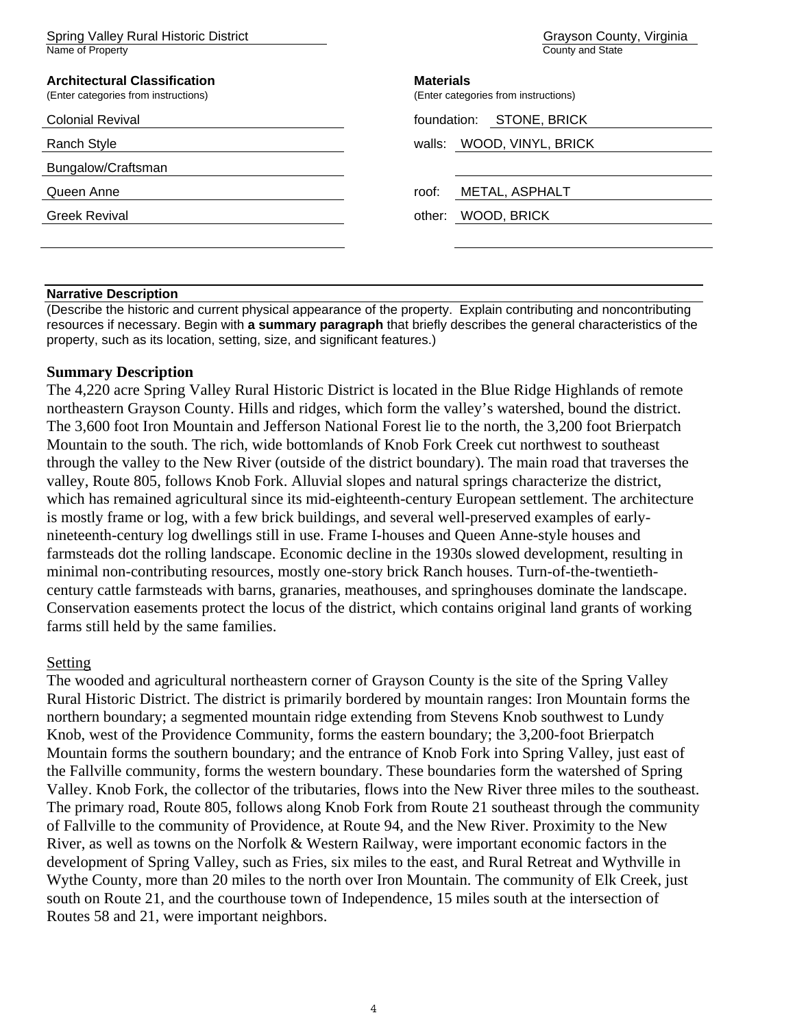Spring Valley Rural Historic District
Name of Property

Grayson County, Virginia
County and State

**Architectural Classification**
(Enter categories from instructions)

Colonial Revival

Ranch Style

Bungalow/Craftsman

Queen Anne

Greek Revival

**Materials**
(Enter categories from instructions)

foundation: STONE, BRICK

walls: WOOD, VINYL, BRICK

roof: METAL, ASPHALT

other: WOOD, BRICK

**Narrative Description**
(Describe the historic and current physical appearance of the property. Explain contributing and noncontributing resources if necessary. Begin with **a summary paragraph** that briefly describes the general characteristics of the property, such as its location, setting, size, and significant features.)

## Summary Description

The 4,220 acre Spring Valley Rural Historic District is located in the Blue Ridge Highlands of remote northeastern Grayson County. Hills and ridges, which form the valley's watershed, bound the district. The 3,600 foot Iron Mountain and Jefferson National Forest lie to the north, the 3,200 foot Brierpatch Mountain to the south. The rich, wide bottomlands of Knob Fork Creek cut northwest to southeast through the valley to the New River (outside of the district boundary). The main road that traverses the valley, Route 805, follows Knob Fork. Alluvial slopes and natural springs characterize the district, which has remained agricultural since its mid-eighteenth-century European settlement. The architecture is mostly frame or log, with a few brick buildings, and several well-preserved examples of early-nineteenth-century log dwellings still in use. Frame I-houses and Queen Anne-style houses and farmsteads dot the rolling landscape. Economic decline in the 1930s slowed development, resulting in minimal non-contributing resources, mostly one-story brick Ranch houses. Turn-of-the-twentieth-century cattle farmsteads with barns, granaries, meathouses, and springhouses dominate the landscape. Conservation easements protect the locus of the district, which contains original land grants of working farms still held by the same families.

### Setting

The wooded and agricultural northeastern corner of Grayson County is the site of the Spring Valley Rural Historic District. The district is primarily bordered by mountain ranges: Iron Mountain forms the northern boundary; a segmented mountain ridge extending from Stevens Knob southwest to Lundy Knob, west of the Providence Community, forms the eastern boundary; the 3,200-foot Brierpatch Mountain forms the southern boundary; and the entrance of Knob Fork into Spring Valley, just east of the Fallville community, forms the western boundary. These boundaries form the watershed of Spring Valley. Knob Fork, the collector of the tributaries, flows into the New River three miles to the southeast. The primary road, Route 805, follows along Knob Fork from Route 21 southeast through the community of Fallville to the community of Providence, at Route 94, and the New River. Proximity to the New River, as well as towns on the Norfolk & Western Railway, were important economic factors in the development of Spring Valley, such as Fries, six miles to the east, and Rural Retreat and Wythville in Wythe County, more than 20 miles to the north over Iron Mountain. The community of Elk Creek, just south on Route 21, and the courthouse town of Independence, 15 miles south at the intersection of Routes 58 and 21, were important neighbors.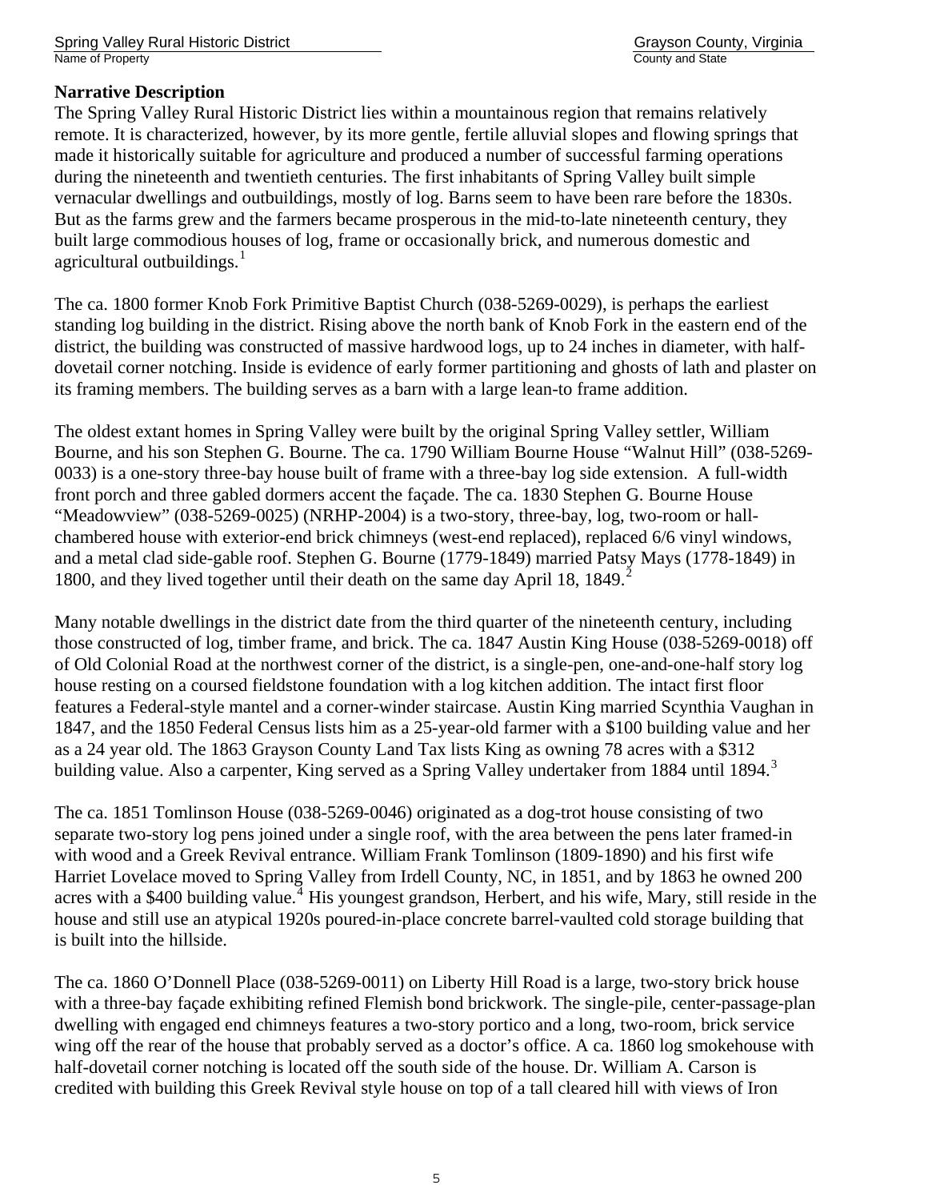## Narrative Description

The Spring Valley Rural Historic District lies within a mountainous region that remains relatively remote. It is characterized, however, by its more gentle, fertile alluvial slopes and flowing springs that made it historically suitable for agriculture and produced a number of successful farming operations during the nineteenth and twentieth centuries. The first inhabitants of Spring Valley built simple vernacular dwellings and outbuildings, mostly of log. Barns seem to have been rare before the 1830s. But as the farms grew and the farmers became prosperous in the mid-to-late nineteenth century, they built large commodious houses of log, frame or occasionally brick, and numerous domestic and agricultural outbuildings.[1]

The ca. 1800 former Knob Fork Primitive Baptist Church (038-5269-0029), is perhaps the earliest standing log building in the district. Rising above the north bank of Knob Fork in the eastern end of the district, the building was constructed of massive hardwood logs, up to 24 inches in diameter, with half-dovetail corner notching. Inside is evidence of early former partitioning and ghosts of lath and plaster on its framing members. The building serves as a barn with a large lean-to frame addition.

The oldest extant homes in Spring Valley were built by the original Spring Valley settler, William Bourne, and his son Stephen G. Bourne. The ca. 1790 William Bourne House "Walnut Hill" (038-5269-0033) is a one-story three-bay house built of frame with a three-bay log side extension. A full-width front porch and three gabled dormers accent the façade. The ca. 1830 Stephen G. Bourne House "Meadowview" (038-5269-0025) (NRHP-2004) is a two-story, three-bay, log, two-room or hall-chambered house with exterior-end brick chimneys (west-end replaced), replaced 6/6 vinyl windows, and a metal clad side-gable roof. Stephen G. Bourne (1779-1849) married Patsy Mays (1778-1849) in 1800, and they lived together until their death on the same day April 18, 1849.[2]

Many notable dwellings in the district date from the third quarter of the nineteenth century, including those constructed of log, timber frame, and brick. The ca. 1847 Austin King House (038-5269-0018) off of Old Colonial Road at the northwest corner of the district, is a single-pen, one-and-one-half story log house resting on a coursed fieldstone foundation with a log kitchen addition. The intact first floor features a Federal-style mantel and a corner-winder staircase. Austin King married Scynthia Vaughan in 1847, and the 1850 Federal Census lists him as a 25-year-old farmer with a $100 building value and her as a 24 year old. The 1863 Grayson County Land Tax lists King as owning 78 acres with a $312 building value. Also a carpenter, King served as a Spring Valley undertaker from 1884 until 1894.[3]

The ca. 1851 Tomlinson House (038-5269-0046) originated as a dog-trot house consisting of two separate two-story log pens joined under a single roof, with the area between the pens later framed-in with wood and a Greek Revival entrance. William Frank Tomlinson (1809-1890) and his first wife Harriet Lovelace moved to Spring Valley from Irdell County, NC, in 1851, and by 1863 he owned 200 acres with a $400 building value.[4] His youngest grandson, Herbert, and his wife, Mary, still reside in the house and still use an atypical 1920s poured-in-place concrete barrel-vaulted cold storage building that is built into the hillside.

The ca. 1860 O'Donnell Place (038-5269-0011) on Liberty Hill Road is a large, two-story brick house with a three-bay façade exhibiting refined Flemish bond brickwork. The single-pile, center-passage-plan dwelling with engaged end chimneys features a two-story portico and a long, two-room, brick service wing off the rear of the house that probably served as a doctor's office. A ca. 1860 log smokehouse with half-dovetail corner notching is located off the south side of the house. Dr. William A. Carson is credited with building this Greek Revival style house on top of a tall cleared hill with views of Iron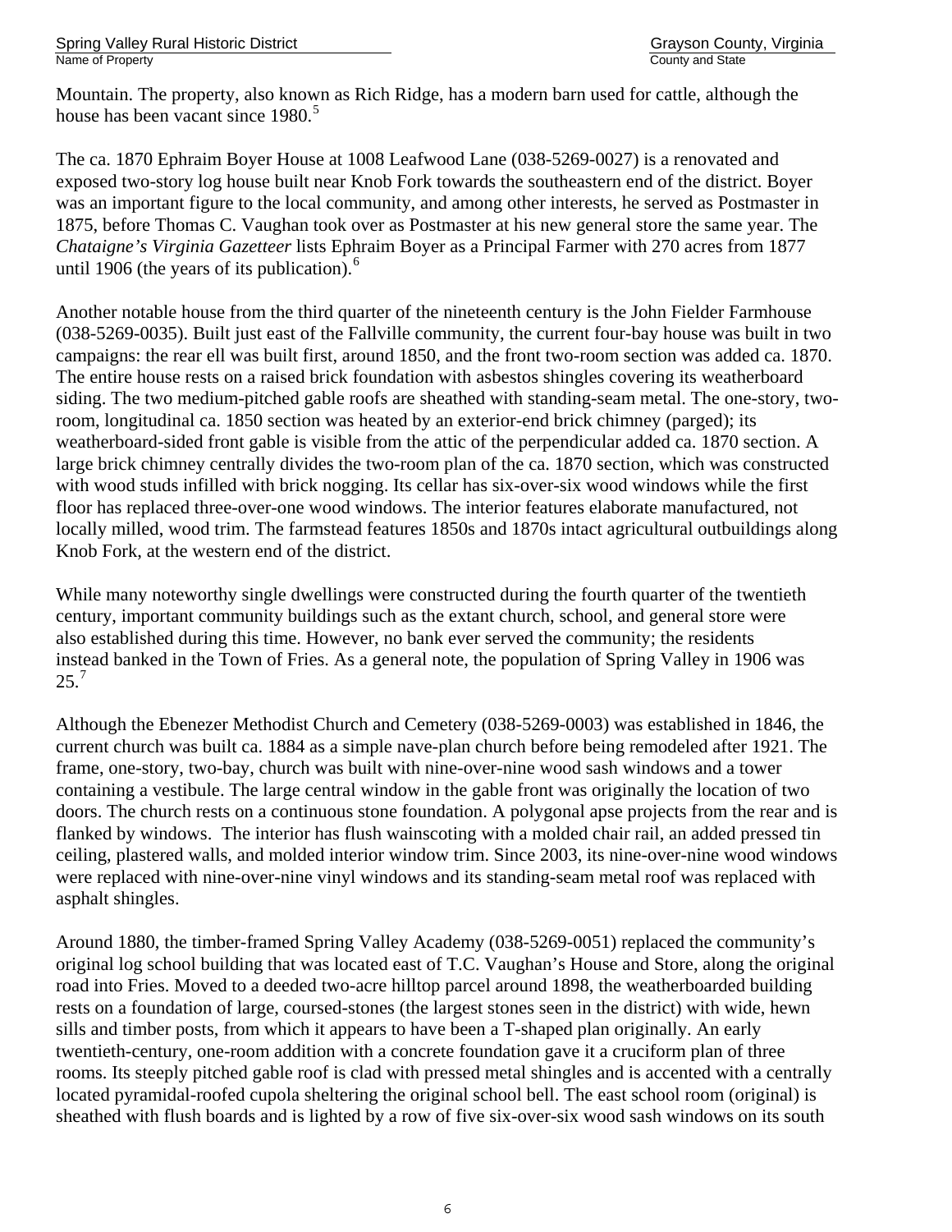Mountain. The property, also known as Rich Ridge, has a modern barn used for cattle, although the house has been vacant since 1980.[5]

The ca. 1870 Ephraim Boyer House at 1008 Leafwood Lane (038-5269-0027) is a renovated and exposed two-story log house built near Knob Fork towards the southeastern end of the district. Boyer was an important figure to the local community, and among other interests, he served as Postmaster in 1875, before Thomas C. Vaughan took over as Postmaster at his new general store the same year. The *Chataigne's Virginia Gazetteer* lists Ephraim Boyer as a Principal Farmer with 270 acres from 1877 until 1906 (the years of its publication).[6]

Another notable house from the third quarter of the nineteenth century is the John Fielder Farmhouse (038-5269-0035). Built just east of the Fallville community, the current four-bay house was built in two campaigns: the rear ell was built first, around 1850, and the front two-room section was added ca. 1870. The entire house rests on a raised brick foundation with asbestos shingles covering its weatherboard siding. The two medium-pitched gable roofs are sheathed with standing-seam metal. The one-story, two-room, longitudinal ca. 1850 section was heated by an exterior-end brick chimney (parged); its weatherboard-sided front gable is visible from the attic of the perpendicular added ca. 1870 section. A large brick chimney centrally divides the two-room plan of the ca. 1870 section, which was constructed with wood studs infilled with brick nogging. Its cellar has six-over-six wood windows while the first floor has replaced three-over-one wood windows. The interior features elaborate manufactured, not locally milled, wood trim. The farmstead features 1850s and 1870s intact agricultural outbuildings along Knob Fork, at the western end of the district.

While many noteworthy single dwellings were constructed during the fourth quarter of the twentieth century, important community buildings such as the extant church, school, and general store were also established during this time. However, no bank ever served the community; the residents instead banked in the Town of Fries. As a general note, the population of Spring Valley in 1906 was 25.[7]

Although the Ebenezer Methodist Church and Cemetery (038-5269-0003) was established in 1846, the current church was built ca. 1884 as a simple nave-plan church before being remodeled after 1921. The frame, one-story, two-bay, church was built with nine-over-nine wood sash windows and a tower containing a vestibule. The large central window in the gable front was originally the location of two doors. The church rests on a continuous stone foundation. A polygonal apse projects from the rear and is flanked by windows. The interior has flush wainscoting with a molded chair rail, an added pressed tin ceiling, plastered walls, and molded interior window trim. Since 2003, its nine-over-nine wood windows were replaced with nine-over-nine vinyl windows and its standing-seam metal roof was replaced with asphalt shingles.

Around 1880, the timber-framed Spring Valley Academy (038-5269-0051) replaced the community's original log school building that was located east of T.C. Vaughan's House and Store, along the original road into Fries. Moved to a deeded two-acre hilltop parcel around 1898, the weatherboarded building rests on a foundation of large, coursed-stones (the largest stones seen in the district) with wide, hewn sills and timber posts, from which it appears to have been a T-shaped plan originally. An early twentieth-century, one-room addition with a concrete foundation gave it a cruciform plan of three rooms. Its steeply pitched gable roof is clad with pressed metal shingles and is accented with a centrally located pyramidal-roofed cupola sheltering the original school bell. The east school room (original) is sheathed with flush boards and is lighted by a row of five six-over-six wood sash windows on its south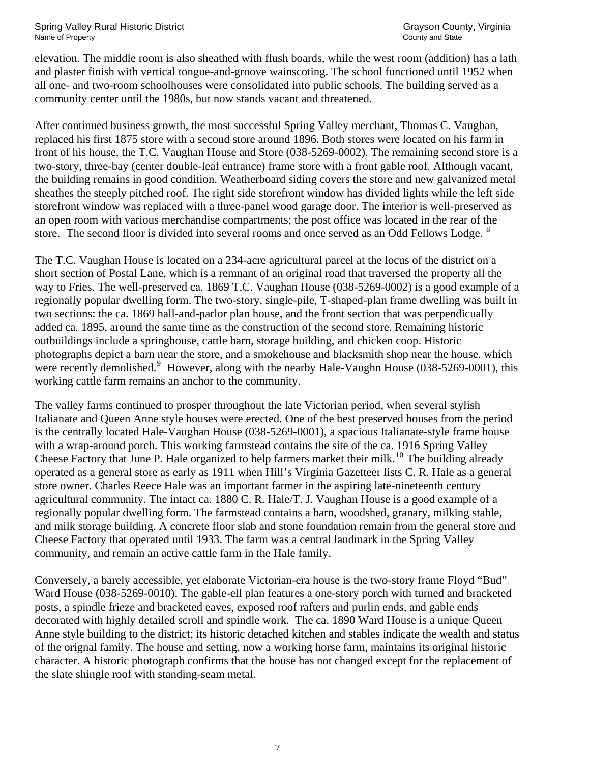elevation. The middle room is also sheathed with flush boards, while the west room (addition) has a lath and plaster finish with vertical tongue-and-groove wainscoting. The school functioned until 1952 when all one- and two-room schoolhouses were consolidated into public schools. The building served as a community center until the 1980s, but now stands vacant and threatened.

After continued business growth, the most successful Spring Valley merchant, Thomas C. Vaughan, replaced his first 1875 store with a second store around 1896. Both stores were located on his farm in front of his house, the T.C. Vaughan House and Store (038-5269-0002). The remaining second store is a two-story, three-bay (center double-leaf entrance) frame store with a front gable roof. Although vacant, the building remains in good condition. Weatherboard siding covers the store and new galvanized metal sheathes the steeply pitched roof. The right side storefront window has divided lights while the left side storefront window was replaced with a three-panel wood garage door. The interior is well-preserved as an open room with various merchandise compartments; the post office was located in the rear of the store. The second floor is divided into several rooms and once served as an Odd Fellows Lodge. [8]

The T.C. Vaughan House is located on a 234-acre agricultural parcel at the locus of the district on a short section of Postal Lane, which is a remnant of an original road that traversed the property all the way to Fries. The well-preserved ca. 1869 T.C. Vaughan House (038-5269-0002) is a good example of a regionally popular dwelling form. The two-story, single-pile, T-shaped-plan frame dwelling was built in two sections: the ca. 1869 hall-and-parlor plan house, and the front section that was perpendicually added ca. 1895, around the same time as the construction of the second store. Remaining historic outbuildings include a springhouse, cattle barn, storage building, and chicken coop. Historic photographs depict a barn near the store, and a smokehouse and blacksmith shop near the house. which were recently demolished.[9] However, along with the nearby Hale-Vaughn House (038-5269-0001), this working cattle farm remains an anchor to the community.

The valley farms continued to prosper throughout the late Victorian period, when several stylish Italianate and Queen Anne style houses were erected. One of the best preserved houses from the period is the centrally located Hale-Vaughan House (038-5269-0001), a spacious Italianate-style frame house with a wrap-around porch. This working farmstead contains the site of the ca. 1916 Spring Valley Cheese Factory that June P. Hale organized to help farmers market their milk.[10] The building already operated as a general store as early as 1911 when Hill's Virginia Gazetteer lists C. R. Hale as a general store owner. Charles Reece Hale was an important farmer in the aspiring late-nineteenth century agricultural community. The intact ca. 1880 C. R. Hale/T. J. Vaughan House is a good example of a regionally popular dwelling form. The farmstead contains a barn, woodshed, granary, milking stable, and milk storage building. A concrete floor slab and stone foundation remain from the general store and Cheese Factory that operated until 1933. The farm was a central landmark in the Spring Valley community, and remain an active cattle farm in the Hale family.

Conversely, a barely accessible, yet elaborate Victorian-era house is the two-story frame Floyd "Bud" Ward House (038-5269-0010). The gable-ell plan features a one-story porch with turned and bracketed posts, a spindle frieze and bracketed eaves, exposed roof rafters and purlin ends, and gable ends decorated with highly detailed scroll and spindle work. The ca. 1890 Ward House is a unique Queen Anne style building to the district; its historic detached kitchen and stables indicate the wealth and status of the orignal family. The house and setting, now a working horse farm, maintains its original historic character. A historic photograph confirms that the house has not changed except for the replacement of the slate shingle roof with standing-seam metal.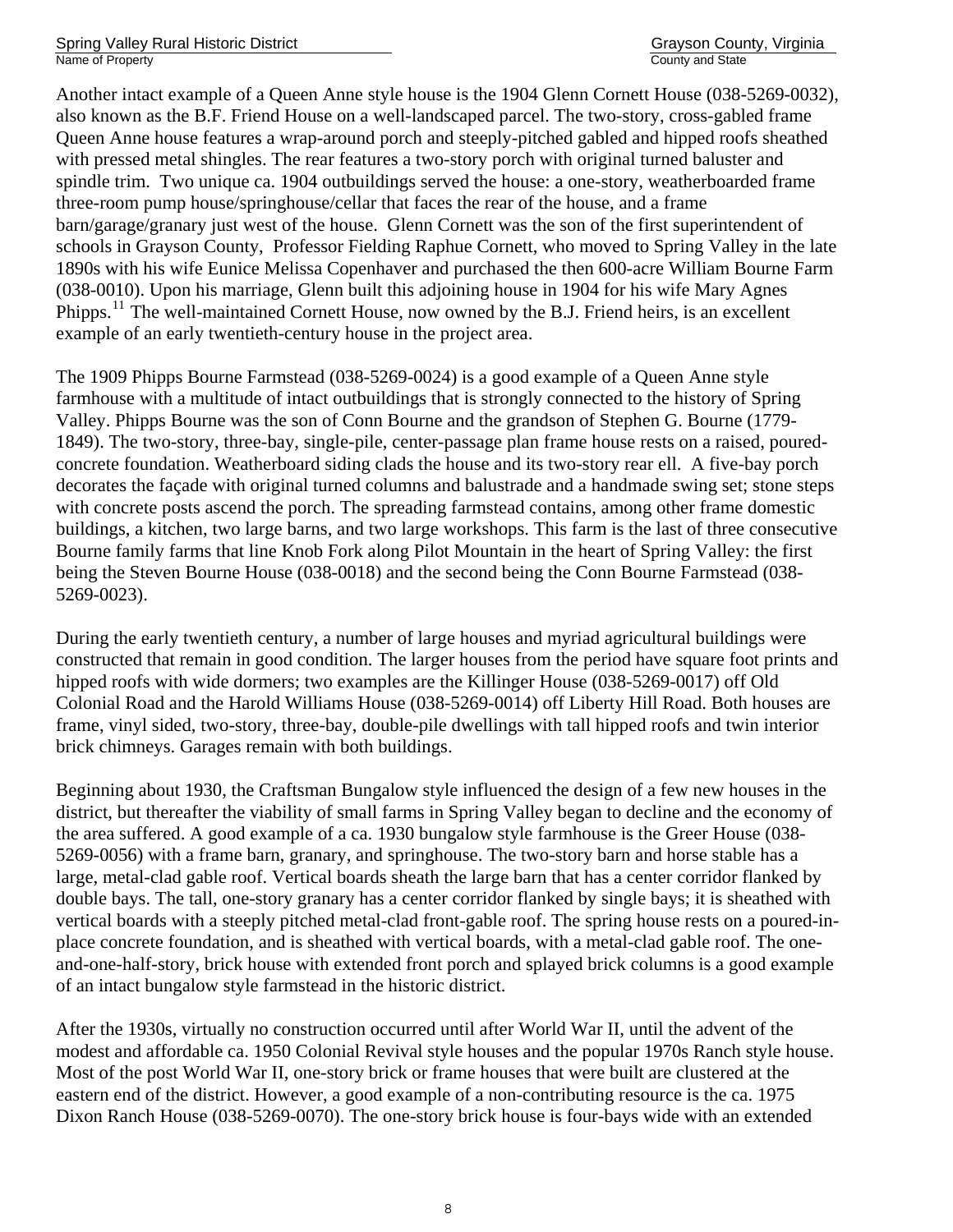Another intact example of a Queen Anne style house is the 1904 Glenn Cornett House (038-5269-0032), also known as the B.F. Friend House on a well-landscaped parcel. The two-story, cross-gabled frame Queen Anne house features a wrap-around porch and steeply-pitched gabled and hipped roofs sheathed with pressed metal shingles. The rear features a two-story porch with original turned baluster and spindle trim. Two unique ca. 1904 outbuildings served the house: a one-story, weatherboarded frame three-room pump house/springhouse/cellar that faces the rear of the house, and a frame barn/garage/granary just west of the house. Glenn Cornett was the son of the first superintendent of schools in Grayson County, Professor Fielding Raphue Cornett, who moved to Spring Valley in the late 1890s with his wife Eunice Melissa Copenhaver and purchased the then 600-acre William Bourne Farm (038-0010). Upon his marriage, Glenn built this adjoining house in 1904 for his wife Mary Agnes Phipps.[11] The well-maintained Cornett House, now owned by the B.J. Friend heirs, is an excellent example of an early twentieth-century house in the project area.

The 1909 Phipps Bourne Farmstead (038-5269-0024) is a good example of a Queen Anne style farmhouse with a multitude of intact outbuildings that is strongly connected to the history of Spring Valley. Phipps Bourne was the son of Conn Bourne and the grandson of Stephen G. Bourne (1779-1849). The two-story, three-bay, single-pile, center-passage plan frame house rests on a raised, poured-concrete foundation. Weatherboard siding clads the house and its two-story rear ell. A five-bay porch decorates the façade with original turned columns and balustrade and a handmade swing set; stone steps with concrete posts ascend the porch. The spreading farmstead contains, among other frame domestic buildings, a kitchen, two large barns, and two large workshops. This farm is the last of three consecutive Bourne family farms that line Knob Fork along Pilot Mountain in the heart of Spring Valley: the first being the Steven Bourne House (038-0018) and the second being the Conn Bourne Farmstead (038-5269-0023).

During the early twentieth century, a number of large houses and myriad agricultural buildings were constructed that remain in good condition. The larger houses from the period have square foot prints and hipped roofs with wide dormers; two examples are the Killinger House (038-5269-0017) off Old Colonial Road and the Harold Williams House (038-5269-0014) off Liberty Hill Road. Both houses are frame, vinyl sided, two-story, three-bay, double-pile dwellings with tall hipped roofs and twin interior brick chimneys. Garages remain with both buildings.

Beginning about 1930, the Craftsman Bungalow style influenced the design of a few new houses in the district, but thereafter the viability of small farms in Spring Valley began to decline and the economy of the area suffered. A good example of a ca. 1930 bungalow style farmhouse is the Greer House (038-5269-0056) with a frame barn, granary, and springhouse. The two-story barn and horse stable has a large, metal-clad gable roof. Vertical boards sheath the large barn that has a center corridor flanked by double bays. The tall, one-story granary has a center corridor flanked by single bays; it is sheathed with vertical boards with a steeply pitched metal-clad front-gable roof. The spring house rests on a poured-in-place concrete foundation, and is sheathed with vertical boards, with a metal-clad gable roof. The one-and-one-half-story, brick house with extended front porch and splayed brick columns is a good example of an intact bungalow style farmstead in the historic district.

After the 1930s, virtually no construction occurred until after World War II, until the advent of the modest and affordable ca. 1950 Colonial Revival style houses and the popular 1970s Ranch style house. Most of the post World War II, one-story brick or frame houses that were built are clustered at the eastern end of the district. However, a good example of a non-contributing resource is the ca. 1975 Dixon Ranch House (038-5269-0070). The one-story brick house is four-bays wide with an extended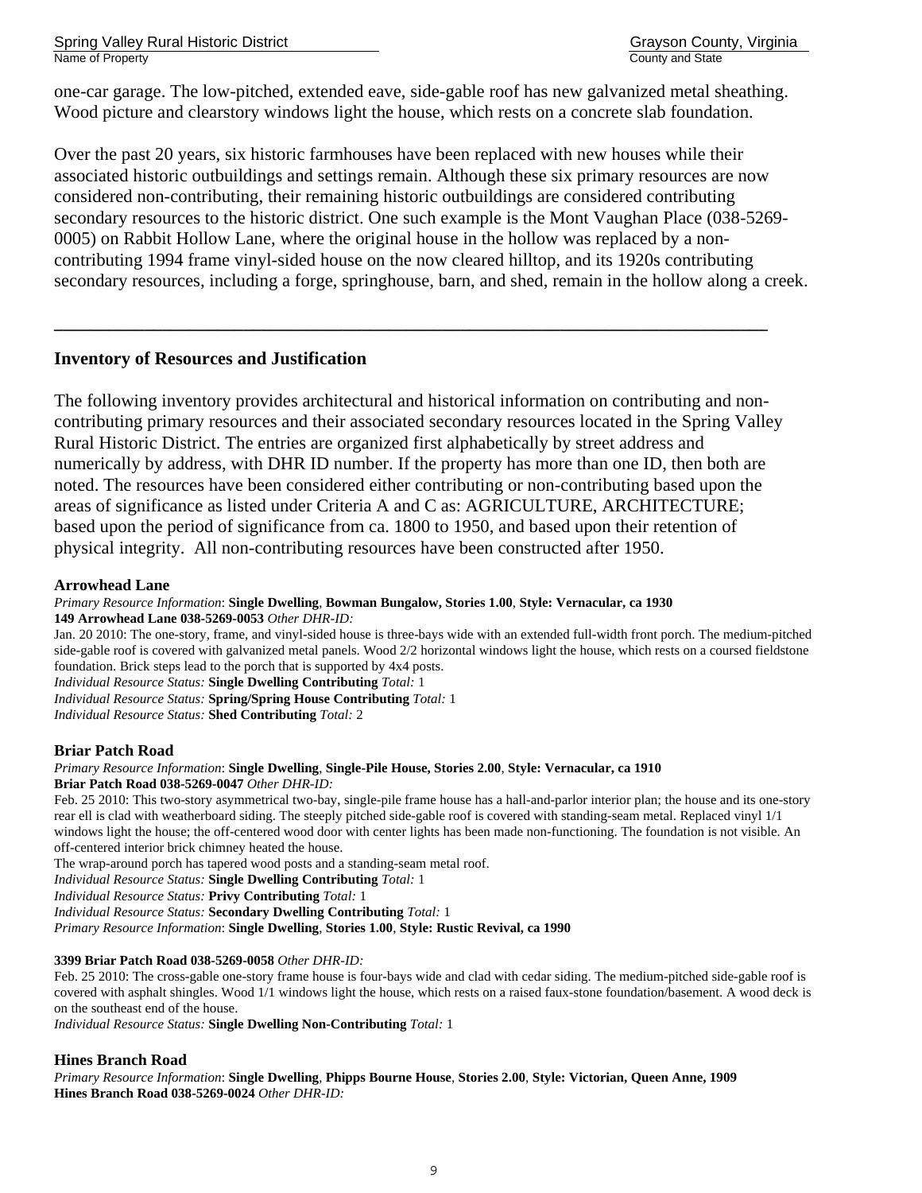one-car garage. The low-pitched, extended eave, side-gable roof has new galvanized metal sheathing. Wood picture and clearstory windows light the house, which rests on a concrete slab foundation.

Over the past 20 years, six historic farmhouses have been replaced with new houses while their associated historic outbuildings and settings remain. Although these six primary resources are now considered non-contributing, their remaining historic outbuildings are considered contributing secondary resources to the historic district. One such example is the Mont Vaughan Place (038-5269-0005) on Rabbit Hollow Lane, where the original house in the hollow was replaced by a non-contributing 1994 frame vinyl-sided house on the now cleared hilltop, and its 1920s contributing secondary resources, including a forge, springhouse, barn, and shed, remain in the hollow along a creek.

---

## Inventory of Resources and Justification

The following inventory provides architectural and historical information on contributing and non-contributing primary resources and their associated secondary resources located in the Spring Valley Rural Historic District. The entries are organized first alphabetically by street address and numerically by address, with DHR ID number. If the property has more than one ID, then both are noted. The resources have been considered either contributing or non-contributing based upon the areas of significance as listed under Criteria A and C as: AGRICULTURE, ARCHITECTURE; based upon the period of significance from ca. 1800 to 1950, and based upon their retention of physical integrity. All non-contributing resources have been constructed after 1950.

### Arrowhead Lane

*Primary Resource Information*: **Single Dwelling**, **Bowman Bungalow, Stories 1.00**, **Style: Vernacular, ca 1930**
**149 Arrowhead Lane 038-5269-0053** *Other DHR-ID:*

Jan. 20 2010: The one-story, frame, and vinyl-sided house is three-bays wide with an extended full-width front porch. The medium-pitched side-gable roof is covered with galvanized metal panels. Wood 2/2 horizontal windows light the house, which rests on a coursed fieldstone foundation. Brick steps lead to the porch that is supported by 4x4 posts.

*Individual Resource Status:* **Single Dwelling Contributing** *Total:* 1
*Individual Resource Status:* **Spring/Spring House Contributing** *Total:* 1
*Individual Resource Status:* **Shed Contributing** *Total:* 2

### Briar Patch Road

*Primary Resource Information*: **Single Dwelling**, **Single-Pile House, Stories 2.00**, **Style: Vernacular, ca 1910**
**Briar Patch Road 038-5269-0047** *Other DHR-ID:*

Feb. 25 2010: This two-story asymmetrical two-bay, single-pile frame house has a hall-and-parlor interior plan; the house and its one-story rear ell is clad with weatherboard siding. The steeply pitched side-gable roof is covered with standing-seam metal. Replaced vinyl 1/1 windows light the house; the off-centered wood door with center lights has been made non-functioning. The foundation is not visible. An off-centered interior brick chimney heated the house.
The wrap-around porch has tapered wood posts and a standing-seam metal roof.

*Individual Resource Status:* **Single Dwelling Contributing** *Total:* 1
*Individual Resource Status:* **Privy Contributing** *Total:* 1
*Individual Resource Status:* **Secondary Dwelling Contributing** *Total:* 1
*Primary Resource Information*: **Single Dwelling**, **Stories 1.00**, **Style: Rustic Revival, ca 1990**

**3399 Briar Patch Road 038-5269-0058** *Other DHR-ID:*

Feb. 25 2010: The cross-gable one-story frame house is four-bays wide and clad with cedar siding. The medium-pitched side-gable roof is covered with asphalt shingles. Wood 1/1 windows light the house, which rests on a raised faux-stone foundation/basement. A wood deck is on the southeast end of the house.

*Individual Resource Status:* **Single Dwelling Non-Contributing** *Total:* 1

### Hines Branch Road

*Primary Resource Information*: **Single Dwelling**, **Phipps Bourne House**, **Stories 2.00**, **Style: Victorian, Queen Anne, 1909**
**Hines Branch Road 038-5269-0024** *Other DHR-ID:*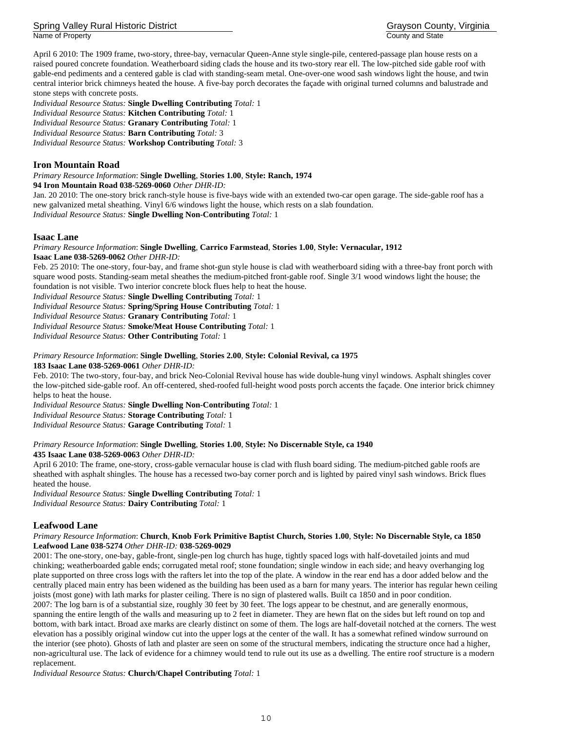April 6 2010: The 1909 frame, two-story, three-bay, vernacular Queen-Anne style single-pile, centered-passage plan house rests on a raised poured concrete foundation. Weatherboard siding clads the house and its two-story rear ell. The low-pitched side gable roof with gable-end pediments and a centered gable is clad with standing-seam metal. One-over-one wood sash windows light the house, and twin central interior brick chimneys heated the house. A five-bay porch decorates the façade with original turned columns and balustrade and stone steps with concrete posts.
*Individual Resource Status:* **Single Dwelling Contributing** *Total:* 1
*Individual Resource Status:* **Kitchen Contributing** *Total:* 1
*Individual Resource Status:* **Granary Contributing** *Total:* 1
*Individual Resource Status:* **Barn Contributing** *Total:* 3
*Individual Resource Status:* **Workshop Contributing** *Total:* 3

## Iron Mountain Road

*Primary Resource Information*: **Single Dwelling**, **Stories 1.00**, **Style: Ranch, 1974**
**94 Iron Mountain Road 038-5269-0060** *Other DHR-ID:*
Jan. 20 2010: The one-story brick ranch-style house is five-bays wide with an extended two-car open garage. The side-gable roof has a new galvanized metal sheathing. Vinyl 6/6 windows light the house, which rests on a slab foundation.
*Individual Resource Status:* **Single Dwelling Non-Contributing** *Total:* 1

## Isaac Lane

*Primary Resource Information*: **Single Dwelling**, **Carrico Farmstead**, **Stories 1.00**, **Style: Vernacular, 1912**
**Isaac Lane 038-5269-0062** *Other DHR-ID:*
Feb. 25 2010: The one-story, four-bay, and frame shot-gun style house is clad with weatherboard siding with a three-bay front porch with square wood posts. Standing-seam metal sheathes the medium-pitched front-gable roof. Single 3/1 wood windows light the house; the foundation is not visible. Two interior concrete block flues help to heat the house.
*Individual Resource Status:* **Single Dwelling Contributing** *Total:* 1
*Individual Resource Status:* **Spring/Spring House Contributing** *Total:* 1
*Individual Resource Status:* **Granary Contributing** *Total:* 1
*Individual Resource Status:* **Smoke/Meat House Contributing** *Total:* 1
*Individual Resource Status:* **Other Contributing** *Total:* 1

*Primary Resource Information*: **Single Dwelling**, **Stories 2.00**, **Style: Colonial Revival, ca 1975**
**183 Isaac Lane 038-5269-0061** *Other DHR-ID:*
Feb. 2010: The two-story, four-bay, and brick Neo-Colonial Revival house has wide double-hung vinyl windows. Asphalt shingles cover the low-pitched side-gable roof. An off-centered, shed-roofed full-height wood posts porch accents the façade. One interior brick chimney helps to heat the house.
*Individual Resource Status:* **Single Dwelling Non-Contributing** *Total:* 1
*Individual Resource Status:* **Storage Contributing** *Total:* 1
*Individual Resource Status:* **Garage Contributing** *Total:* 1

*Primary Resource Information*: **Single Dwelling**, **Stories 1.00**, **Style: No Discernable Style, ca 1940**
**435 Isaac Lane 038-5269-0063** *Other DHR-ID:*
April 6 2010: The frame, one-story, cross-gable vernacular house is clad with flush board siding. The medium-pitched gable roofs are sheathed with asphalt shingles. The house has a recessed two-bay corner porch and is lighted by paired vinyl sash windows. Brick flues heated the house.
*Individual Resource Status:* **Single Dwelling Contributing** *Total:* 1
*Individual Resource Status:* **Dairy Contributing** *Total:* 1

## Leafwood Lane

*Primary Resource Information*: **Church**, **Knob Fork Primitive Baptist Church, Stories 1.00**, **Style: No Discernable Style, ca 1850**
**Leafwood Lane 038-5274** *Other DHR-ID:* **038-5269-0029**
2001: The one-story, one-bay, gable-front, single-pen log church has huge, tightly spaced logs with half-dovetailed joints and mud chinking; weatherboarded gable ends; corrugated metal roof; stone foundation; single window in each side; and heavy overhanging log plate supported on three cross logs with the rafters let into the top of the plate. A window in the rear end has a door added below and the centrally placed main entry has been widened as the building has been used as a barn for many years. The interior has regular hewn ceiling joists (most gone) with lath marks for plaster ceiling. There is no sign of plastered walls. Built ca 1850 and in poor condition.
2007: The log barn is of a substantial size, roughly 30 feet by 30 feet. The logs appear to be chestnut, and are generally enormous, spanning the entire length of the walls and measuring up to 2 feet in diameter. They are hewn flat on the sides but left round on top and bottom, with bark intact. Broad axe marks are clearly distinct on some of them. The logs are half-dovetail notched at the corners. The west elevation has a possibly original window cut into the upper logs at the center of the wall. It has a somewhat refined window surround on the interior (see photo). Ghosts of lath and plaster are seen on some of the structural members, indicating the structure once had a higher, non-agricultural use. The lack of evidence for a chimney would tend to rule out its use as a dwelling. The entire roof structure is a modern replacement.
*Individual Resource Status:* **Church/Chapel Contributing** *Total:* 1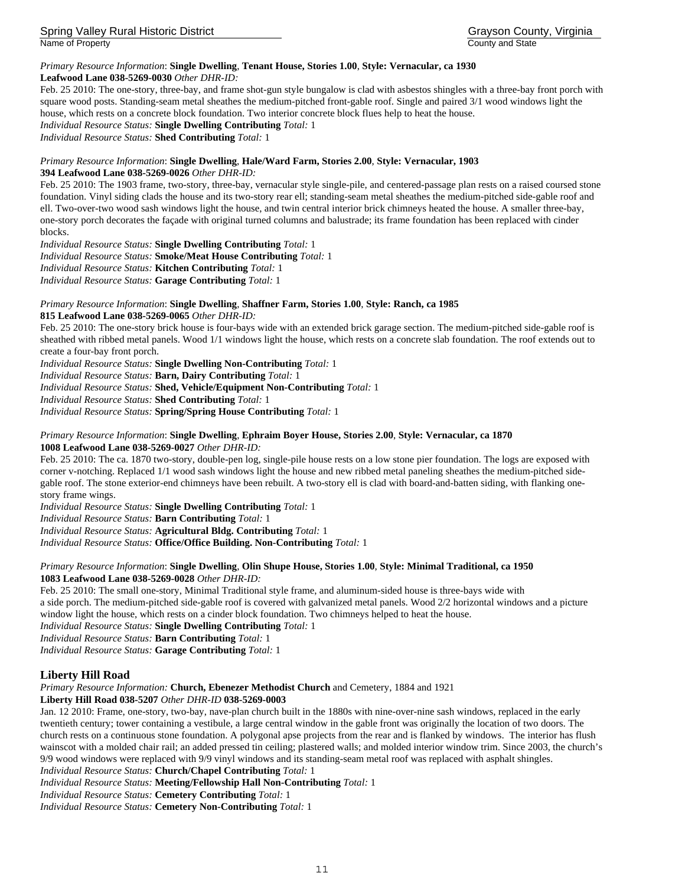*Primary Resource Information*: **Single Dwelling**, **Tenant House, Stories 1.00**, **Style: Vernacular, ca 1930**
**Leafwood Lane 038-5269-0030** *Other DHR-ID:*
Feb. 25 2010: The one-story, three-bay, and frame shot-gun style bungalow is clad with asbestos shingles with a three-bay front porch with square wood posts. Standing-seam metal sheathes the medium-pitched front-gable roof. Single and paired 3/1 wood windows light the house, which rests on a concrete block foundation. Two interior concrete block flues help to heat the house.
*Individual Resource Status:* **Single Dwelling Contributing** *Total:* 1
*Individual Resource Status:* **Shed Contributing** *Total:* 1

*Primary Resource Information*: **Single Dwelling**, **Hale/Ward Farm, Stories 2.00**, **Style: Vernacular, 1903**
**394 Leafwood Lane 038-5269-0026** *Other DHR-ID:*
Feb. 25 2010: The 1903 frame, two-story, three-bay, vernacular style single-pile, and centered-passage plan rests on a raised coursed stone foundation. Vinyl siding clads the house and its two-story rear ell; standing-seam metal sheathes the medium-pitched side-gable roof and ell. Two-over-two wood sash windows light the house, and twin central interior brick chimneys heated the house. A smaller three-bay, one-story porch decorates the façade with original turned columns and balustrade; its frame foundation has been replaced with cinder blocks.
*Individual Resource Status:* **Single Dwelling Contributing** *Total:* 1
*Individual Resource Status:* **Smoke/Meat House Contributing** *Total:* 1
*Individual Resource Status:* **Kitchen Contributing** *Total:* 1
*Individual Resource Status:* **Garage Contributing** *Total:* 1

*Primary Resource Information*: **Single Dwelling**, **Shaffner Farm, Stories 1.00**, **Style: Ranch, ca 1985**
**815 Leafwood Lane 038-5269-0065** *Other DHR-ID:*
Feb. 25 2010: The one-story brick house is four-bays wide with an extended brick garage section. The medium-pitched side-gable roof is sheathed with ribbed metal panels. Wood 1/1 windows light the house, which rests on a concrete slab foundation. The roof extends out to create a four-bay front porch.
*Individual Resource Status:* **Single Dwelling Non-Contributing** *Total:* 1
*Individual Resource Status:* **Barn, Dairy Contributing** *Total:* 1
*Individual Resource Status:* **Shed, Vehicle/Equipment Non-Contributing** *Total:* 1
*Individual Resource Status:* **Shed Contributing** *Total:* 1
*Individual Resource Status:* **Spring/Spring House Contributing** *Total:* 1

*Primary Resource Information*: **Single Dwelling**, **Ephraim Boyer House, Stories 2.00**, **Style: Vernacular, ca 1870**
**1008 Leafwood Lane 038-5269-0027** *Other DHR-ID:*
Feb. 25 2010: The ca. 1870 two-story, double-pen log, single-pile house rests on a low stone pier foundation. The logs are exposed with corner v-notching. Replaced 1/1 wood sash windows light the house and new ribbed metal paneling sheathes the medium-pitched side-gable roof. The stone exterior-end chimneys have been rebuilt. A two-story ell is clad with board-and-batten siding, with flanking one-story frame wings.
*Individual Resource Status:* **Single Dwelling Contributing** *Total:* 1
*Individual Resource Status:* **Barn Contributing** *Total:* 1
*Individual Resource Status:* **Agricultural Bldg. Contributing** *Total:* 1
*Individual Resource Status:* **Office/Office Building. Non-Contributing** *Total:* 1

*Primary Resource Information*: **Single Dwelling**, **Olin Shupe House, Stories 1.00**, **Style: Minimal Traditional, ca 1950**
**1083 Leafwood Lane 038-5269-0028** *Other DHR-ID:*
Feb. 25 2010: The small one-story, Minimal Traditional style frame, and aluminum-sided house is three-bays wide with a side porch. The medium-pitched side-gable roof is covered with galvanized metal panels. Wood 2/2 horizontal windows and a picture window light the house, which rests on a cinder block foundation. Two chimneys helped to heat the house.
*Individual Resource Status:* **Single Dwelling Contributing** *Total:* 1
*Individual Resource Status:* **Barn Contributing** *Total:* 1
*Individual Resource Status:* **Garage Contributing** *Total:* 1

## Liberty Hill Road

*Primary Resource Information:* **Church, Ebenezer Methodist Church** and Cemetery, 1884 and 1921
**Liberty Hill Road 038-5207** *Other DHR-ID* **038-5269-0003**
Jan. 12 2010: Frame, one-story, two-bay, nave-plan church built in the 1880s with nine-over-nine sash windows, replaced in the early twentieth century; tower containing a vestibule, a large central window in the gable front was originally the location of two doors. The church rests on a continuous stone foundation. A polygonal apse projects from the rear and is flanked by windows. The interior has flush wainscot with a molded chair rail; an added pressed tin ceiling; plastered walls; and molded interior window trim. Since 2003, the church's 9/9 wood windows were replaced with 9/9 vinyl windows and its standing-seam metal roof was replaced with asphalt shingles.
*Individual Resource Status:* **Church/Chapel Contributing** *Total:* 1
*Individual Resource Status:* **Meeting/Fellowship Hall Non-Contributing** *Total:* 1
*Individual Resource Status:* **Cemetery Contributing** *Total:* 1
*Individual Resource Status:* **Cemetery Non-Contributing** *Total:* 1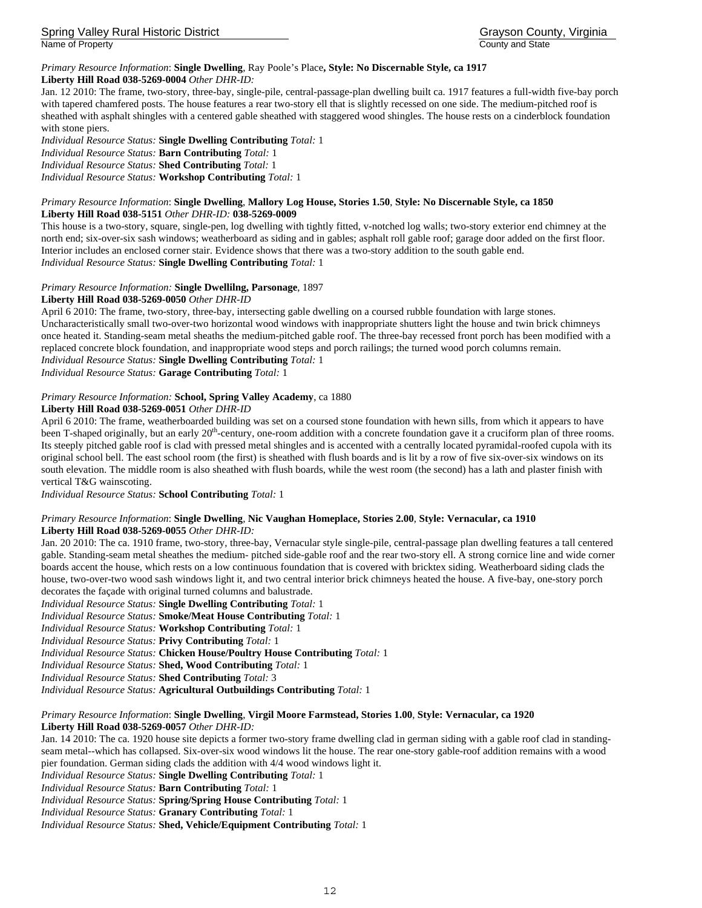*Primary Resource Information*: **Single Dwelling**, Ray Poole's Place**, Style: No Discernable Style, ca 1917**
**Liberty Hill Road 038-5269-0004** *Other DHR-ID:*
Jan. 12 2010: The frame, two-story, three-bay, single-pile, central-passage-plan dwelling built ca. 1917 features a full-width five-bay porch with tapered chamfered posts. The house features a rear two-story ell that is slightly recessed on one side. The medium-pitched roof is sheathed with asphalt shingles with a centered gable sheathed with staggered wood shingles. The house rests on a cinderblock foundation with stone piers.
*Individual Resource Status:* **Single Dwelling Contributing** *Total:* 1
*Individual Resource Status:* **Barn Contributing** *Total:* 1
*Individual Resource Status:* **Shed Contributing** *Total:* 1
*Individual Resource Status:* **Workshop Contributing** *Total:* 1

*Primary Resource Information*: **Single Dwelling**, **Mallory Log House, Stories 1.50**, **Style: No Discernable Style, ca 1850**
**Liberty Hill Road 038-5151** *Other DHR-ID:* **038-5269-0009**
This house is a two-story, square, single-pen, log dwelling with tightly fitted, v-notched log walls; two-story exterior end chimney at the north end; six-over-six sash windows; weatherboard as siding and in gables; asphalt roll gable roof; garage door added on the first floor. Interior includes an enclosed corner stair. Evidence shows that there was a two-story addition to the south gable end.
*Individual Resource Status:* **Single Dwelling Contributing** *Total:* 1

*Primary Resource Information:* **Single Dwellilng, Parsonage**, 1897
**Liberty Hill Road 038-5269-0050** *Other DHR-ID*
April 6 2010: The frame, two-story, three-bay, intersecting gable dwelling on a coursed rubble foundation with large stones. Uncharacteristically small two-over-two horizontal wood windows with inappropriate shutters light the house and twin brick chimneys once heated it. Standing-seam metal sheaths the medium-pitched gable roof. The three-bay recessed front porch has been modified with a replaced concrete block foundation, and inappropriate wood steps and porch railings; the turned wood porch columns remain.
*Individual Resource Status:* **Single Dwelling Contributing** *Total:* 1
*Individual Resource Status:* **Garage Contributing** *Total:* 1

*Primary Resource Information:* **School, Spring Valley Academy**, ca 1880
**Liberty Hill Road 038-5269-0051** *Other DHR-ID*
April 6 2010: The frame, weatherboarded building was set on a coursed stone foundation with hewn sills, from which it appears to have been T-shaped originally, but an early 20th-century, one-room addition with a concrete foundation gave it a cruciform plan of three rooms. Its steeply pitched gable roof is clad with pressed metal shingles and is accented with a centrally located pyramidal-roofed cupola with its original school bell. The east school room (the first) is sheathed with flush boards and is lit by a row of five six-over-six windows on its south elevation. The middle room is also sheathed with flush boards, while the west room (the second) has a lath and plaster finish with vertical T&G wainscoting.
*Individual Resource Status:* **School Contributing** *Total:* 1

*Primary Resource Information*: **Single Dwelling**, **Nic Vaughan Homeplace, Stories 2.00**, **Style: Vernacular, ca 1910**
**Liberty Hill Road 038-5269-0055** *Other DHR-ID:*
Jan. 20 2010: The ca. 1910 frame, two-story, three-bay, Vernacular style single-pile, central-passage plan dwelling features a tall centered gable. Standing-seam metal sheathes the medium- pitched side-gable roof and the rear two-story ell. A strong cornice line and wide corner boards accent the house, which rests on a low continuous foundation that is covered with bricktex siding. Weatherboard siding clads the house, two-over-two wood sash windows light it, and two central interior brick chimneys heated the house. A five-bay, one-story porch decorates the façade with original turned columns and balustrade.
*Individual Resource Status:* **Single Dwelling Contributing** *Total:* 1
*Individual Resource Status:* **Smoke/Meat House Contributing** *Total:* 1
*Individual Resource Status:* **Workshop Contributing** *Total:* 1
*Individual Resource Status:* **Privy Contributing** *Total:* 1
*Individual Resource Status:* **Chicken House/Poultry House Contributing** *Total:* 1
*Individual Resource Status:* **Shed, Wood Contributing** *Total:* 1
*Individual Resource Status:* **Shed Contributing** *Total:* 3
*Individual Resource Status:* **Agricultural Outbuildings Contributing** *Total:* 1

*Primary Resource Information*: **Single Dwelling**, **Virgil Moore Farmstead, Stories 1.00**, **Style: Vernacular, ca 1920**
**Liberty Hill Road 038-5269-0057** *Other DHR-ID:*
Jan. 14 2010: The ca. 1920 house site depicts a former two-story frame dwelling clad in german siding with a gable roof clad in standing-seam metal--which has collapsed. Six-over-six wood windows lit the house. The rear one-story gable-roof addition remains with a wood pier foundation. German siding clads the addition with 4/4 wood windows light it.
*Individual Resource Status:* **Single Dwelling Contributing** *Total:* 1
*Individual Resource Status:* **Barn Contributing** *Total:* 1
*Individual Resource Status:* **Spring/Spring House Contributing** *Total:* 1
*Individual Resource Status:* **Granary Contributing** *Total:* 1
*Individual Resource Status:* **Shed, Vehicle/Equipment Contributing** *Total:* 1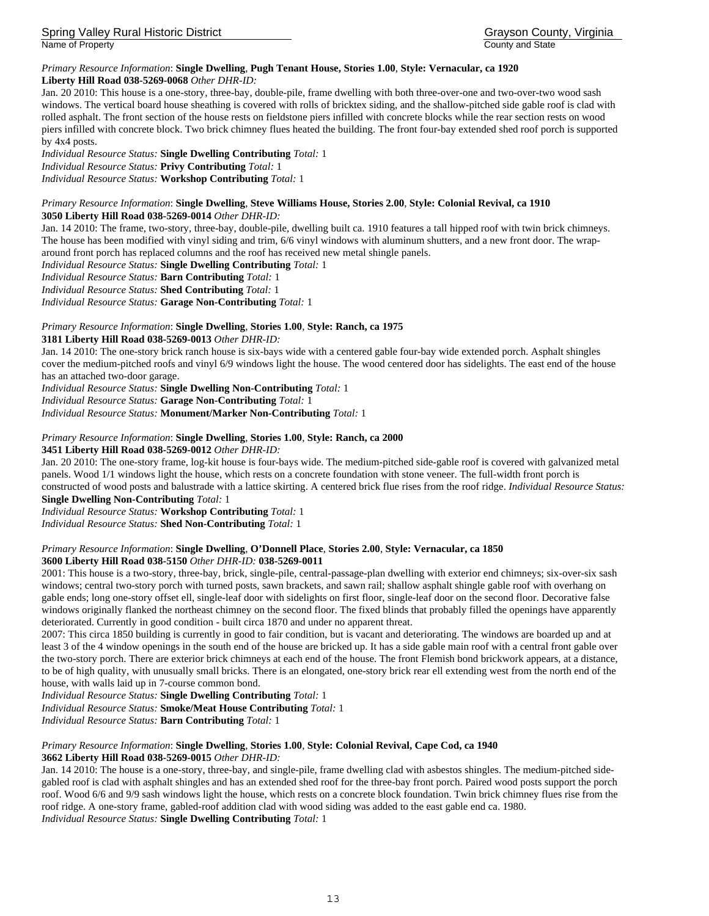*Primary Resource Information*: **Single Dwelling**, **Pugh Tenant House, Stories 1.00**, **Style: Vernacular, ca 1920**
**Liberty Hill Road 038-5269-0068** *Other DHR-ID:*
Jan. 20 2010: This house is a one-story, three-bay, double-pile, frame dwelling with both three-over-one and two-over-two wood sash windows. The vertical board house sheathing is covered with rolls of bricktex siding, and the shallow-pitched side gable roof is clad with rolled asphalt. The front section of the house rests on fieldstone piers infilled with concrete blocks while the rear section rests on wood piers infilled with concrete block. Two brick chimney flues heated the building. The front four-bay extended shed roof porch is supported by 4x4 posts.
*Individual Resource Status:* **Single Dwelling Contributing** *Total:* 1
*Individual Resource Status:* **Privy Contributing** *Total:* 1
*Individual Resource Status:* **Workshop Contributing** *Total:* 1

*Primary Resource Information*: **Single Dwelling**, **Steve Williams House, Stories 2.00**, **Style: Colonial Revival, ca 1910**
**3050 Liberty Hill Road 038-5269-0014** *Other DHR-ID:*
Jan. 14 2010: The frame, two-story, three-bay, double-pile, dwelling built ca. 1910 features a tall hipped roof with twin brick chimneys. The house has been modified with vinyl siding and trim, 6/6 vinyl windows with aluminum shutters, and a new front door. The wrap-around front porch has replaced columns and the roof has received new metal shingle panels.
*Individual Resource Status:* **Single Dwelling Contributing** *Total:* 1
*Individual Resource Status:* **Barn Contributing** *Total:* 1
*Individual Resource Status:* **Shed Contributing** *Total:* 1
*Individual Resource Status:* **Garage Non-Contributing** *Total:* 1

*Primary Resource Information*: **Single Dwelling**, **Stories 1.00**, **Style: Ranch, ca 1975**
**3181 Liberty Hill Road 038-5269-0013** *Other DHR-ID:*
Jan. 14 2010: The one-story brick ranch house is six-bays wide with a centered gable four-bay wide extended porch. Asphalt shingles cover the medium-pitched roofs and vinyl 6/9 windows light the house. The wood centered door has sidelights. The east end of the house has an attached two-door garage.
*Individual Resource Status:* **Single Dwelling Non-Contributing** *Total:* 1
*Individual Resource Status:* **Garage Non-Contributing** *Total:* 1
*Individual Resource Status:* **Monument/Marker Non-Contributing** *Total:* 1

*Primary Resource Information*: **Single Dwelling**, **Stories 1.00**, **Style: Ranch, ca 2000**
**3451 Liberty Hill Road 038-5269-0012** *Other DHR-ID:*
Jan. 20 2010: The one-story frame, log-kit house is four-bays wide. The medium-pitched side-gable roof is covered with galvanized metal panels. Wood 1/1 windows light the house, which rests on a concrete foundation with stone veneer. The full-width front porch is constructed of wood posts and balustrade with a lattice skirting. A centered brick flue rises from the roof ridge. *Individual Resource Status:* **Single Dwelling Non-Contributing** *Total:* 1
*Individual Resource Status:* **Workshop Contributing** *Total:* 1
*Individual Resource Status:* **Shed Non-Contributing** *Total:* 1

*Primary Resource Information*: **Single Dwelling**, **O'Donnell Place**, **Stories 2.00**, **Style: Vernacular, ca 1850**
**3600 Liberty Hill Road 038-5150** *Other DHR-ID:* **038-5269-0011**
2001: This house is a two-story, three-bay, brick, single-pile, central-passage-plan dwelling with exterior end chimneys; six-over-six sash windows; central two-story porch with turned posts, sawn brackets, and sawn rail; shallow asphalt shingle gable roof with overhang on gable ends; long one-story offset ell, single-leaf door with sidelights on first floor, single-leaf door on the second floor. Decorative false windows originally flanked the northeast chimney on the second floor. The fixed blinds that probably filled the openings have apparently deteriorated. Currently in good condition - built circa 1870 and under no apparent threat.
2007: This circa 1850 building is currently in good to fair condition, but is vacant and deteriorating. The windows are boarded up and at least 3 of the 4 window openings in the south end of the house are bricked up. It has a side gable main roof with a central front gable over the two-story porch. There are exterior brick chimneys at each end of the house. The front Flemish bond brickwork appears, at a distance, to be of high quality, with unusually small bricks. There is an elongated, one-story brick rear ell extending west from the north end of the house, with walls laid up in 7-course common bond.
*Individual Resource Status:* **Single Dwelling Contributing** *Total:* 1
*Individual Resource Status:* **Smoke/Meat House Contributing** *Total:* 1
*Individual Resource Status:* **Barn Contributing** *Total:* 1

*Primary Resource Information*: **Single Dwelling**, **Stories 1.00**, **Style: Colonial Revival, Cape Cod, ca 1940**
**3662 Liberty Hill Road 038-5269-0015** *Other DHR-ID:*
Jan. 14 2010: The house is a one-story, three-bay, and single-pile, frame dwelling clad with asbestos shingles. The medium-pitched side-gabled roof is clad with asphalt shingles and has an extended shed roof for the three-bay front porch. Paired wood posts support the porch roof. Wood 6/6 and 9/9 sash windows light the house, which rests on a concrete block foundation. Twin brick chimney flues rise from the roof ridge. A one-story frame, gabled-roof addition clad with wood siding was added to the east gable end ca. 1980.
*Individual Resource Status:* **Single Dwelling Contributing** *Total:* 1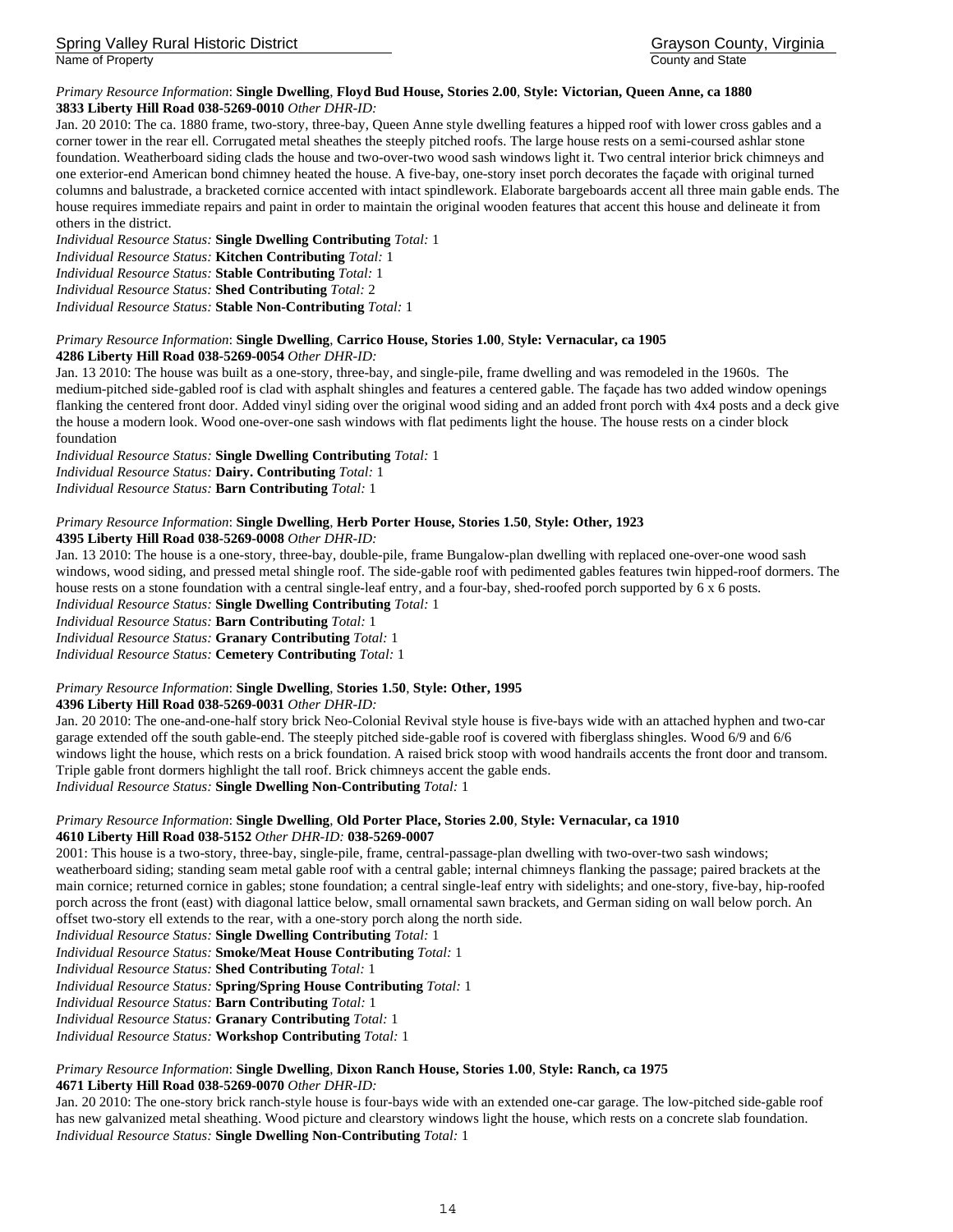*Primary Resource Information*: **Single Dwelling**, **Floyd Bud House, Stories 2.00**, **Style: Victorian, Queen Anne, ca 1880**
**3833 Liberty Hill Road 038-5269-0010** *Other DHR-ID:*

Jan. 20 2010: The ca. 1880 frame, two-story, three-bay, Queen Anne style dwelling features a hipped roof with lower cross gables and a corner tower in the rear ell. Corrugated metal sheathes the steeply pitched roofs. The large house rests on a semi-coursed ashlar stone foundation. Weatherboard siding clads the house and two-over-two wood sash windows light it. Two central interior brick chimneys and one exterior-end American bond chimney heated the house. A five-bay, one-story inset porch decorates the façade with original turned columns and balustrade, a bracketed cornice accented with intact spindlework. Elaborate bargeboards accent all three main gable ends. The house requires immediate repairs and paint in order to maintain the original wooden features that accent this house and delineate it from others in the district.

*Individual Resource Status:* **Single Dwelling Contributing** *Total:* 1
*Individual Resource Status:* **Kitchen Contributing** *Total:* 1
*Individual Resource Status:* **Stable Contributing** *Total:* 1
*Individual Resource Status:* **Shed Contributing** *Total:* 2
*Individual Resource Status:* **Stable Non-Contributing** *Total:* 1

*Primary Resource Information*: **Single Dwelling**, **Carrico House, Stories 1.00**, **Style: Vernacular, ca 1905**
**4286 Liberty Hill Road 038-5269-0054** *Other DHR-ID:*

Jan. 13 2010: The house was built as a one-story, three-bay, and single-pile, frame dwelling and was remodeled in the 1960s. The medium-pitched side-gabled roof is clad with asphalt shingles and features a centered gable. The façade has two added window openings flanking the centered front door. Added vinyl siding over the original wood siding and an added front porch with 4x4 posts and a deck give the house a modern look. Wood one-over-one sash windows with flat pediments light the house. The house rests on a cinder block foundation

*Individual Resource Status:* **Single Dwelling Contributing** *Total:* 1
*Individual Resource Status:* **Dairy. Contributing** *Total:* 1
*Individual Resource Status:* **Barn Contributing** *Total:* 1

*Primary Resource Information*: **Single Dwelling**, **Herb Porter House, Stories 1.50**, **Style: Other, 1923**
**4395 Liberty Hill Road 038-5269-0008** *Other DHR-ID:*

Jan. 13 2010: The house is a one-story, three-bay, double-pile, frame Bungalow-plan dwelling with replaced one-over-one wood sash windows, wood siding, and pressed metal shingle roof. The side-gable roof with pedimented gables features twin hipped-roof dormers. The house rests on a stone foundation with a central single-leaf entry, and a four-bay, shed-roofed porch supported by 6 x 6 posts.

*Individual Resource Status:* **Single Dwelling Contributing** *Total:* 1
*Individual Resource Status:* **Barn Contributing** *Total:* 1
*Individual Resource Status:* **Granary Contributing** *Total:* 1
*Individual Resource Status:* **Cemetery Contributing** *Total:* 1

*Primary Resource Information*: **Single Dwelling**, **Stories 1.50**, **Style: Other, 1995**
**4396 Liberty Hill Road 038-5269-0031** *Other DHR-ID:*

Jan. 20 2010: The one-and-one-half story brick Neo-Colonial Revival style house is five-bays wide with an attached hyphen and two-car garage extended off the south gable-end. The steeply pitched side-gable roof is covered with fiberglass shingles. Wood 6/9 and 6/6 windows light the house, which rests on a brick foundation. A raised brick stoop with wood handrails accents the front door and transom. Triple gable front dormers highlight the tall roof. Brick chimneys accent the gable ends.

*Individual Resource Status:* **Single Dwelling Non-Contributing** *Total:* 1

*Primary Resource Information*: **Single Dwelling**, **Old Porter Place, Stories 2.00**, **Style: Vernacular, ca 1910**
**4610 Liberty Hill Road 038-5152** *Other DHR-ID:* **038-5269-0007**

2001: This house is a two-story, three-bay, single-pile, frame, central-passage-plan dwelling with two-over-two sash windows; weatherboard siding; standing seam metal gable roof with a central gable; internal chimneys flanking the passage; paired brackets at the main cornice; returned cornice in gables; stone foundation; a central single-leaf entry with sidelights; and one-story, five-bay, hip-roofed porch across the front (east) with diagonal lattice below, small ornamental sawn brackets, and German siding on wall below porch. An offset two-story ell extends to the rear, with a one-story porch along the north side.

*Individual Resource Status:* **Single Dwelling Contributing** *Total:* 1
*Individual Resource Status:* **Smoke/Meat House Contributing** *Total:* 1
*Individual Resource Status:* **Shed Contributing** *Total:* 1
*Individual Resource Status:* **Spring/Spring House Contributing** *Total:* 1
*Individual Resource Status:* **Barn Contributing** *Total:* 1
*Individual Resource Status:* **Granary Contributing** *Total:* 1
*Individual Resource Status:* **Workshop Contributing** *Total:* 1

*Primary Resource Information*: **Single Dwelling**, **Dixon Ranch House, Stories 1.00**, **Style: Ranch, ca 1975**
**4671 Liberty Hill Road 038-5269-0070** *Other DHR-ID:*

Jan. 20 2010: The one-story brick ranch-style house is four-bays wide with an extended one-car garage. The low-pitched side-gable roof has new galvanized metal sheathing. Wood picture and clearstory windows light the house, which rests on a concrete slab foundation.

*Individual Resource Status:* **Single Dwelling Non-Contributing** *Total:* 1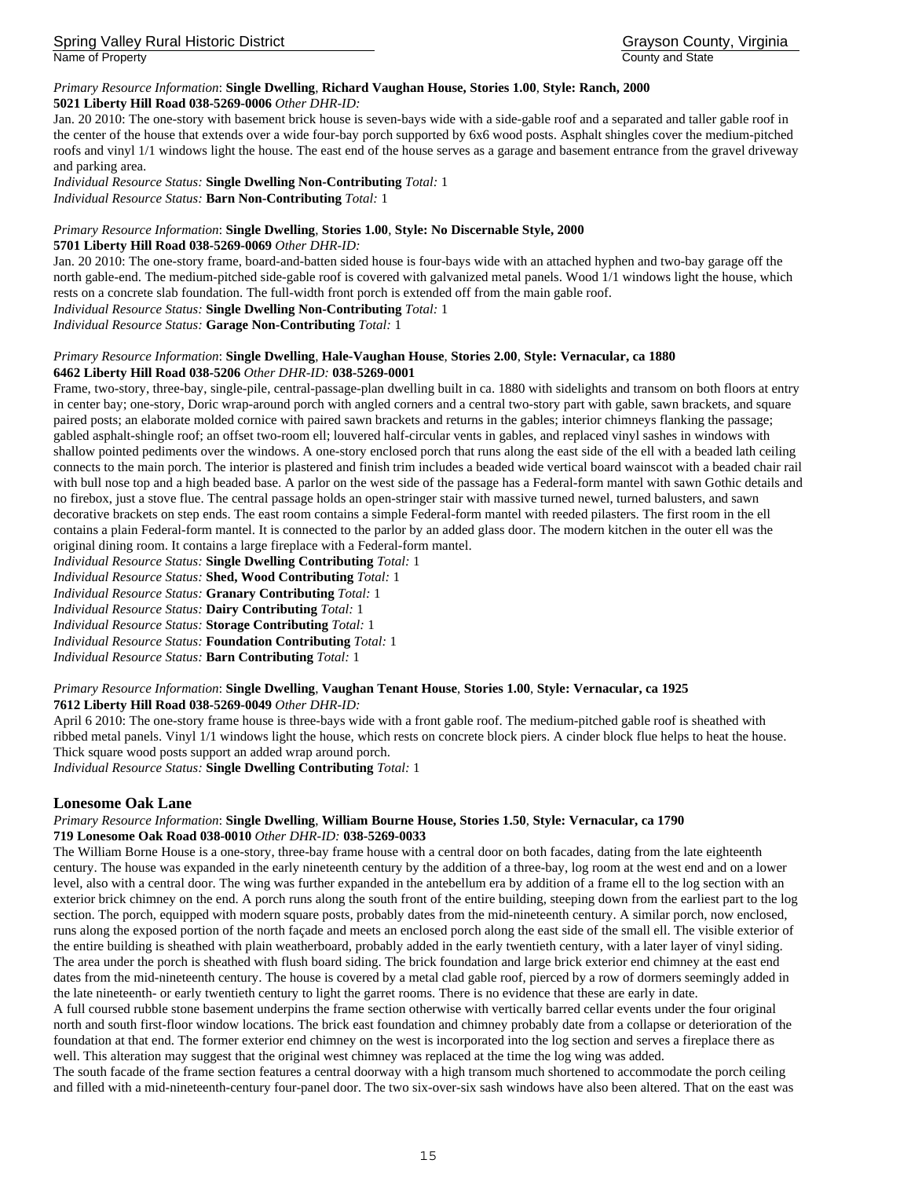*Primary Resource Information*: **Single Dwelling**, **Richard Vaughan House, Stories 1.00**, **Style: Ranch, 2000**
**5021 Liberty Hill Road 038-5269-0006** *Other DHR-ID:*

Jan. 20 2010: The one-story with basement brick house is seven-bays wide with a side-gable roof and a separated and taller gable roof in the center of the house that extends over a wide four-bay porch supported by 6x6 wood posts. Asphalt shingles cover the medium-pitched roofs and vinyl 1/1 windows light the house. The east end of the house serves as a garage and basement entrance from the gravel driveway and parking area.

*Individual Resource Status:* **Single Dwelling Non-Contributing** *Total:* 1
*Individual Resource Status:* **Barn Non-Contributing** *Total:* 1

*Primary Resource Information*: **Single Dwelling**, **Stories 1.00**, **Style: No Discernable Style, 2000**
**5701 Liberty Hill Road 038-5269-0069** *Other DHR-ID:*

Jan. 20 2010: The one-story frame, board-and-batten sided house is four-bays wide with an attached hyphen and two-bay garage off the north gable-end. The medium-pitched side-gable roof is covered with galvanized metal panels. Wood 1/1 windows light the house, which rests on a concrete slab foundation. The full-width front porch is extended off from the main gable roof.

*Individual Resource Status:* **Single Dwelling Non-Contributing** *Total:* 1
*Individual Resource Status:* **Garage Non-Contributing** *Total:* 1

*Primary Resource Information*: **Single Dwelling**, **Hale-Vaughan House**, **Stories 2.00**, **Style: Vernacular, ca 1880**
**6462 Liberty Hill Road 038-5206** *Other DHR-ID:* **038-5269-0001**

Frame, two-story, three-bay, single-pile, central-passage-plan dwelling built in ca. 1880 with sidelights and transom on both floors at entry in center bay; one-story, Doric wrap-around porch with angled corners and a central two-story part with gable, sawn brackets, and square paired posts; an elaborate molded cornice with paired sawn brackets and returns in the gables; interior chimneys flanking the passage; gabled asphalt-shingle roof; an offset two-room ell; louvered half-circular vents in gables, and replaced vinyl sashes in windows with shallow pointed pediments over the windows. A one-story enclosed porch that runs along the east side of the ell with a beaded lath ceiling connects to the main porch. The interior is plastered and finish trim includes a beaded wide vertical board wainscot with a beaded chair rail with bull nose top and a high beaded base. A parlor on the west side of the passage has a Federal-form mantel with sawn Gothic details and no firebox, just a stove flue. The central passage holds an open-stringer stair with massive turned newel, turned balusters, and sawn decorative brackets on step ends. The east room contains a simple Federal-form mantel with reeded pilasters. The first room in the ell contains a plain Federal-form mantel. It is connected to the parlor by an added glass door. The modern kitchen in the outer ell was the original dining room. It contains a large fireplace with a Federal-form mantel.

*Individual Resource Status:* **Single Dwelling Contributing** *Total:* 1
*Individual Resource Status:* **Shed, Wood Contributing** *Total:* 1
*Individual Resource Status:* **Granary Contributing** *Total:* 1
*Individual Resource Status:* **Dairy Contributing** *Total:* 1
*Individual Resource Status:* **Storage Contributing** *Total:* 1
*Individual Resource Status:* **Foundation Contributing** *Total:* 1
*Individual Resource Status:* **Barn Contributing** *Total:* 1

*Primary Resource Information*: **Single Dwelling**, **Vaughan Tenant House**, **Stories 1.00**, **Style: Vernacular, ca 1925**
**7612 Liberty Hill Road 038-5269-0049** *Other DHR-ID:*

April 6 2010: The one-story frame house is three-bays wide with a front gable roof. The medium-pitched gable roof is sheathed with ribbed metal panels. Vinyl 1/1 windows light the house, which rests on concrete block piers. A cinder block flue helps to heat the house. Thick square wood posts support an added wrap around porch.

*Individual Resource Status:* **Single Dwelling Contributing** *Total:* 1

## Lonesome Oak Lane

*Primary Resource Information*: **Single Dwelling**, **William Bourne House, Stories 1.50**, **Style: Vernacular, ca 1790**
**719 Lonesome Oak Road 038-0010** *Other DHR-ID:* **038-5269-0033**

The William Borne House is a one-story, three-bay frame house with a central door on both facades, dating from the late eighteenth century. The house was expanded in the early nineteenth century by the addition of a three-bay, log room at the west end and on a lower level, also with a central door. The wing was further expanded in the antebellum era by addition of a frame ell to the log section with an exterior brick chimney on the end. A porch runs along the south front of the entire building, steeping down from the earliest part to the log section. The porch, equipped with modern square posts, probably dates from the mid-nineteenth century. A similar porch, now enclosed, runs along the exposed portion of the north façade and meets an enclosed porch along the east side of the small ell. The visible exterior of the entire building is sheathed with plain weatherboard, probably added in the early twentieth century, with a later layer of vinyl siding. The area under the porch is sheathed with flush board siding. The brick foundation and large brick exterior end chimney at the east end dates from the mid-nineteenth century. The house is covered by a metal clad gable roof, pierced by a row of dormers seemingly added in the late nineteenth- or early twentieth century to light the garret rooms. There is no evidence that these are early in date.

A full coursed rubble stone basement underpins the frame section otherwise with vertically barred cellar events under the four original north and south first-floor window locations. The brick east foundation and chimney probably date from a collapse or deterioration of the foundation at that end. The former exterior end chimney on the west is incorporated into the log section and serves a fireplace there as well. This alteration may suggest that the original west chimney was replaced at the time the log wing was added.

The south facade of the frame section features a central doorway with a high transom much shortened to accommodate the porch ceiling and filled with a mid-nineteenth-century four-panel door. The two six-over-six sash windows have also been altered. That on the east was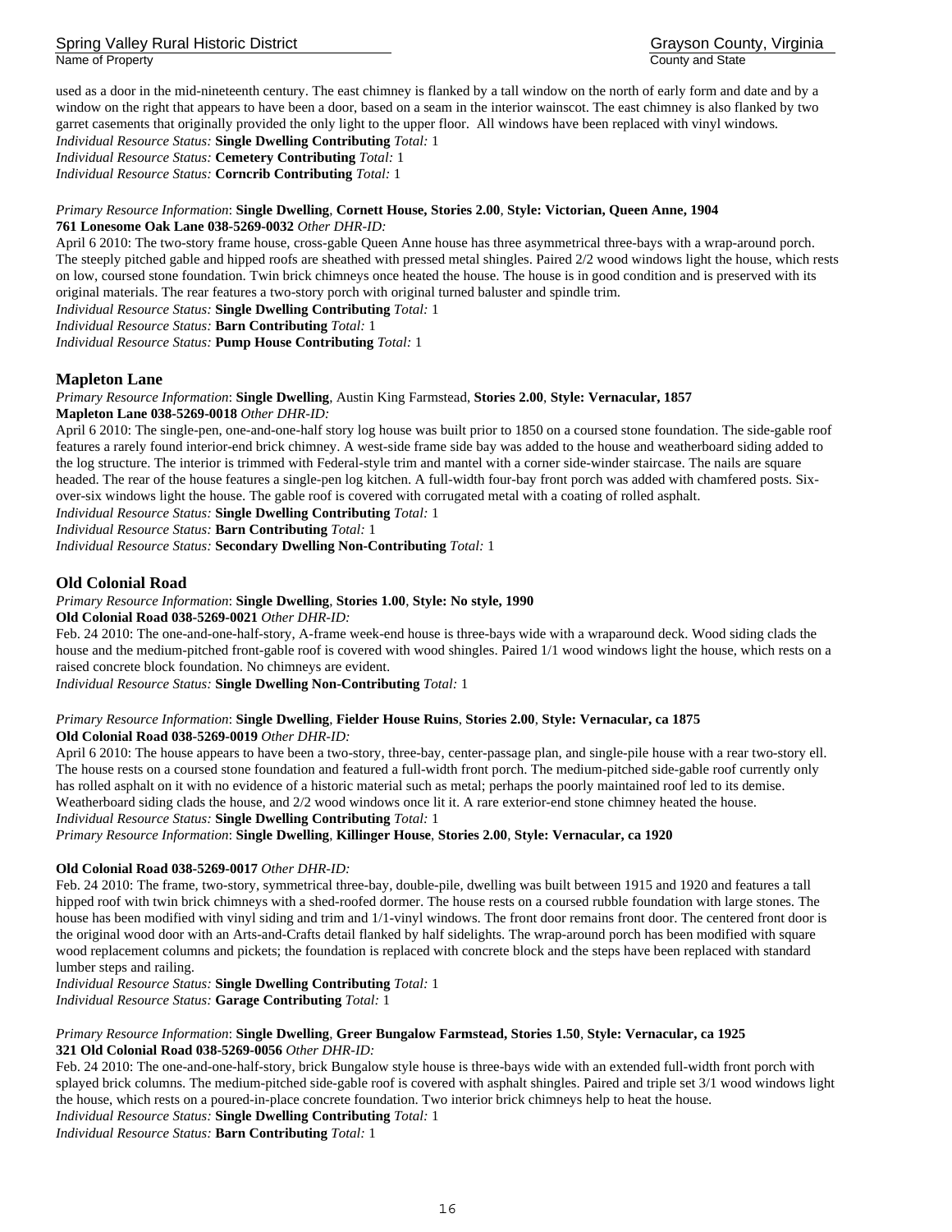used as a door in the mid-nineteenth century. The east chimney is flanked by a tall window on the north of early form and date and by a window on the right that appears to have been a door, based on a seam in the interior wainscot. The east chimney is also flanked by two garret casements that originally provided the only light to the upper floor. All windows have been replaced with vinyl windows.
*Individual Resource Status:* **Single Dwelling Contributing** *Total:* 1
*Individual Resource Status:* **Cemetery Contributing** *Total:* 1
*Individual Resource Status:* **Corncrib Contributing** *Total:* 1

*Primary Resource Information*: **Single Dwelling**, **Cornett House, Stories 2.00**, **Style: Victorian, Queen Anne, 1904**
**761 Lonesome Oak Lane 038-5269-0032** *Other DHR-ID:*
April 6 2010: The two-story frame house, cross-gable Queen Anne house has three asymmetrical three-bays with a wrap-around porch. The steeply pitched gable and hipped roofs are sheathed with pressed metal shingles. Paired 2/2 wood windows light the house, which rests on low, coursed stone foundation. Twin brick chimneys once heated the house. The house is in good condition and is preserved with its original materials. The rear features a two-story porch with original turned baluster and spindle trim.
*Individual Resource Status:* **Single Dwelling Contributing** *Total:* 1
*Individual Resource Status:* **Barn Contributing** *Total:* 1
*Individual Resource Status:* **Pump House Contributing** *Total:* 1

## Mapleton Lane

*Primary Resource Information*: **Single Dwelling**, Austin King Farmstead, **Stories 2.00**, **Style: Vernacular, 1857**
**Mapleton Lane 038-5269-0018** *Other DHR-ID:*
April 6 2010: The single-pen, one-and-one-half story log house was built prior to 1850 on a coursed stone foundation. The side-gable roof features a rarely found interior-end brick chimney. A west-side frame side bay was added to the house and weatherboard siding added to the log structure. The interior is trimmed with Federal-style trim and mantel with a corner side-winder staircase. The nails are square headed. The rear of the house features a single-pen log kitchen. A full-width four-bay front porch was added with chamfered posts. Six-over-six windows light the house. The gable roof is covered with corrugated metal with a coating of rolled asphalt.
*Individual Resource Status:* **Single Dwelling Contributing** *Total:* 1
*Individual Resource Status:* **Barn Contributing** *Total:* 1
*Individual Resource Status:* **Secondary Dwelling Non-Contributing** *Total:* 1

## Old Colonial Road

*Primary Resource Information*: **Single Dwelling**, **Stories 1.00**, **Style: No style, 1990**
**Old Colonial Road 038-5269-0021** *Other DHR-ID:*
Feb. 24 2010: The one-and-one-half-story, A-frame week-end house is three-bays wide with a wraparound deck. Wood siding clads the house and the medium-pitched front-gable roof is covered with wood shingles. Paired 1/1 wood windows light the house, which rests on a raised concrete block foundation. No chimneys are evident.
*Individual Resource Status:* **Single Dwelling Non-Contributing** *Total:* 1

*Primary Resource Information*: **Single Dwelling**, **Fielder House Ruins**, **Stories 2.00**, **Style: Vernacular, ca 1875**
**Old Colonial Road 038-5269-0019** *Other DHR-ID:*
April 6 2010: The house appears to have been a two-story, three-bay, center-passage plan, and single-pile house with a rear two-story ell. The house rests on a coursed stone foundation and featured a full-width front porch. The medium-pitched side-gable roof currently only has rolled asphalt on it with no evidence of a historic material such as metal; perhaps the poorly maintained roof led to its demise. Weatherboard siding clads the house, and 2/2 wood windows once lit it. A rare exterior-end stone chimney heated the house.
*Individual Resource Status:* **Single Dwelling Contributing** *Total:* 1
*Primary Resource Information*: **Single Dwelling**, **Killinger House**, **Stories 2.00**, **Style: Vernacular, ca 1920**

**Old Colonial Road 038-5269-0017** *Other DHR-ID:*
Feb. 24 2010: The frame, two-story, symmetrical three-bay, double-pile, dwelling was built between 1915 and 1920 and features a tall hipped roof with twin brick chimneys with a shed-roofed dormer. The house rests on a coursed rubble foundation with large stones. The house has been modified with vinyl siding and trim and 1/1-vinyl windows. The front door remains front door. The centered front door is the original wood door with an Arts-and-Crafts detail flanked by half sidelights. The wrap-around porch has been modified with square wood replacement columns and pickets; the foundation is replaced with concrete block and the steps have been replaced with standard lumber steps and railing.
*Individual Resource Status:* **Single Dwelling Contributing** *Total:* 1
*Individual Resource Status:* **Garage Contributing** *Total:* 1

*Primary Resource Information*: **Single Dwelling**, **Greer Bungalow Farmstead, Stories 1.50**, **Style: Vernacular, ca 1925**
**321 Old Colonial Road 038-5269-0056** *Other DHR-ID:*
Feb. 24 2010: The one-and-one-half-story, brick Bungalow style house is three-bays wide with an extended full-width front porch with splayed brick columns. The medium-pitched side-gable roof is covered with asphalt shingles. Paired and triple set 3/1 wood windows light the house, which rests on a poured-in-place concrete foundation. Two interior brick chimneys help to heat the house.
*Individual Resource Status:* **Single Dwelling Contributing** *Total:* 1
*Individual Resource Status:* **Barn Contributing** *Total:* 1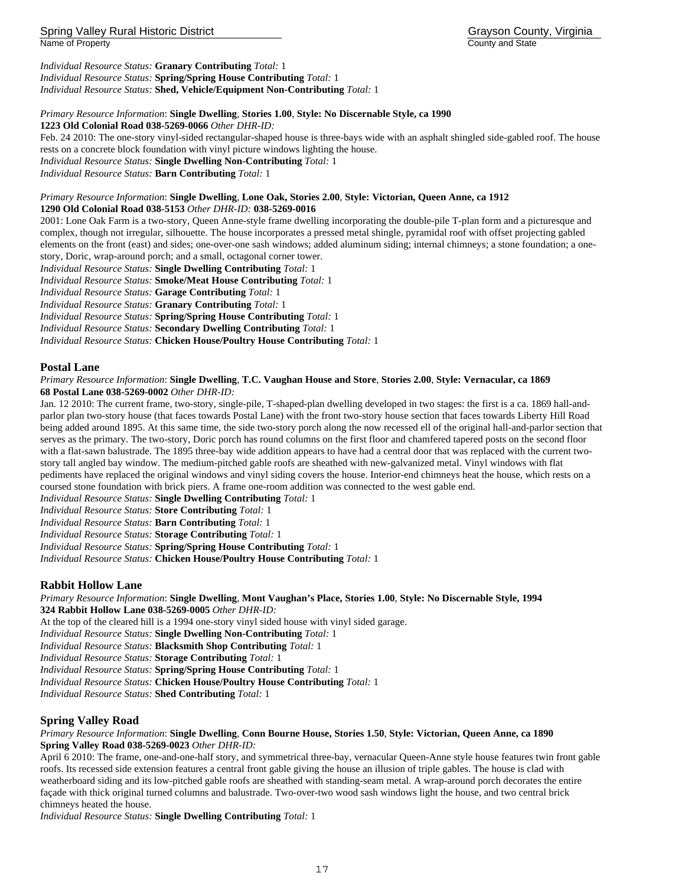*Individual Resource Status:* **Granary Contributing** *Total:* 1
*Individual Resource Status:* **Spring/Spring House Contributing** *Total:* 1
*Individual Resource Status:* **Shed, Vehicle/Equipment Non-Contributing** *Total:* 1

*Primary Resource Information*: **Single Dwelling**, **Stories 1.00**, **Style: No Discernable Style, ca 1990**
**1223 Old Colonial Road 038-5269-0066** *Other DHR-ID:*
Feb. 24 2010: The one-story vinyl-sided rectangular-shaped house is three-bays wide with an asphalt shingled side-gabled roof. The house rests on a concrete block foundation with vinyl picture windows lighting the house.
*Individual Resource Status:* **Single Dwelling Non-Contributing** *Total:* 1
*Individual Resource Status:* **Barn Contributing** *Total:* 1

*Primary Resource Information*: **Single Dwelling**, **Lone Oak, Stories 2.00**, **Style: Victorian, Queen Anne, ca 1912**
**1290 Old Colonial Road 038-5153** *Other DHR-ID:* **038-5269-0016**
2001: Lone Oak Farm is a two-story, Queen Anne-style frame dwelling incorporating the double-pile T-plan form and a picturesque and complex, though not irregular, silhouette. The house incorporates a pressed metal shingle, pyramidal roof with offset projecting gabled elements on the front (east) and sides; one-over-one sash windows; added aluminum siding; internal chimneys; a stone foundation; a one-story, Doric, wrap-around porch; and a small, octagonal corner tower.
*Individual Resource Status:* **Single Dwelling Contributing** *Total:* 1
*Individual Resource Status:* **Smoke/Meat House Contributing** *Total:* 1
*Individual Resource Status:* **Garage Contributing** *Total:* 1
*Individual Resource Status:* **Granary Contributing** *Total:* 1
*Individual Resource Status:* **Spring/Spring House Contributing** *Total:* 1
*Individual Resource Status:* **Secondary Dwelling Contributing** *Total:* 1
*Individual Resource Status:* **Chicken House/Poultry House Contributing** *Total:* 1

## Postal Lane

*Primary Resource Information*: **Single Dwelling**, **T.C. Vaughan House and Store**, **Stories 2.00**, **Style: Vernacular, ca 1869**
**68 Postal Lane 038-5269-0002** *Other DHR-ID:*
Jan. 12 2010: The current frame, two-story, single-pile, T-shaped-plan dwelling developed in two stages: the first is a ca. 1869 hall-and-parlor plan two-story house (that faces towards Postal Lane) with the front two-story house section that faces towards Liberty Hill Road being added around 1895. At this same time, the side two-story porch along the now recessed ell of the original hall-and-parlor section that serves as the primary. The two-story, Doric porch has round columns on the first floor and chamfered tapered posts on the second floor with a flat-sawn balustrade. The 1895 three-bay wide addition appears to have had a central door that was replaced with the current two-story tall angled bay window. The medium-pitched gable roofs are sheathed with new-galvanized metal. Vinyl windows with flat pediments have replaced the original windows and vinyl siding covers the house. Interior-end chimneys heat the house, which rests on a coursed stone foundation with brick piers. A frame one-room addition was connected to the west gable end.
*Individual Resource Status:* **Single Dwelling Contributing** *Total:* 1
*Individual Resource Status:* **Store Contributing** *Total:* 1
*Individual Resource Status:* **Barn Contributing** *Total:* 1
*Individual Resource Status:* **Storage Contributing** *Total:* 1
*Individual Resource Status:* **Spring/Spring House Contributing** *Total:* 1
*Individual Resource Status:* **Chicken House/Poultry House Contributing** *Total:* 1

## Rabbit Hollow Lane

*Primary Resource Information*: **Single Dwelling**, **Mont Vaughan's Place, Stories 1.00**, **Style: No Discernable Style, 1994**
**324 Rabbit Hollow Lane 038-5269-0005** *Other DHR-ID:*
At the top of the cleared hill is a 1994 one-story vinyl sided house with vinyl sided garage.
*Individual Resource Status:* **Single Dwelling Non-Contributing** *Total:* 1
*Individual Resource Status:* **Blacksmith Shop Contributing** *Total:* 1
*Individual Resource Status:* **Storage Contributing** *Total:* 1
*Individual Resource Status:* **Spring/Spring House Contributing** *Total:* 1
*Individual Resource Status:* **Chicken House/Poultry House Contributing** *Total:* 1
*Individual Resource Status:* **Shed Contributing** *Total:* 1

## Spring Valley Road

*Primary Resource Information*: **Single Dwelling**, **Conn Bourne House, Stories 1.50**, **Style: Victorian, Queen Anne, ca 1890**
**Spring Valley Road 038-5269-0023** *Other DHR-ID:*
April 6 2010: The frame, one-and-one-half story, and symmetrical three-bay, vernacular Queen-Anne style house features twin front gable roofs. Its recessed side extension features a central front gable giving the house an illusion of triple gables. The house is clad with weatherboard siding and its low-pitched gable roofs are sheathed with standing-seam metal. A wrap-around porch decorates the entire façade with thick original turned columns and balustrade. Two-over-two wood sash windows light the house, and two central brick chimneys heated the house.
*Individual Resource Status:* **Single Dwelling Contributing** *Total:* 1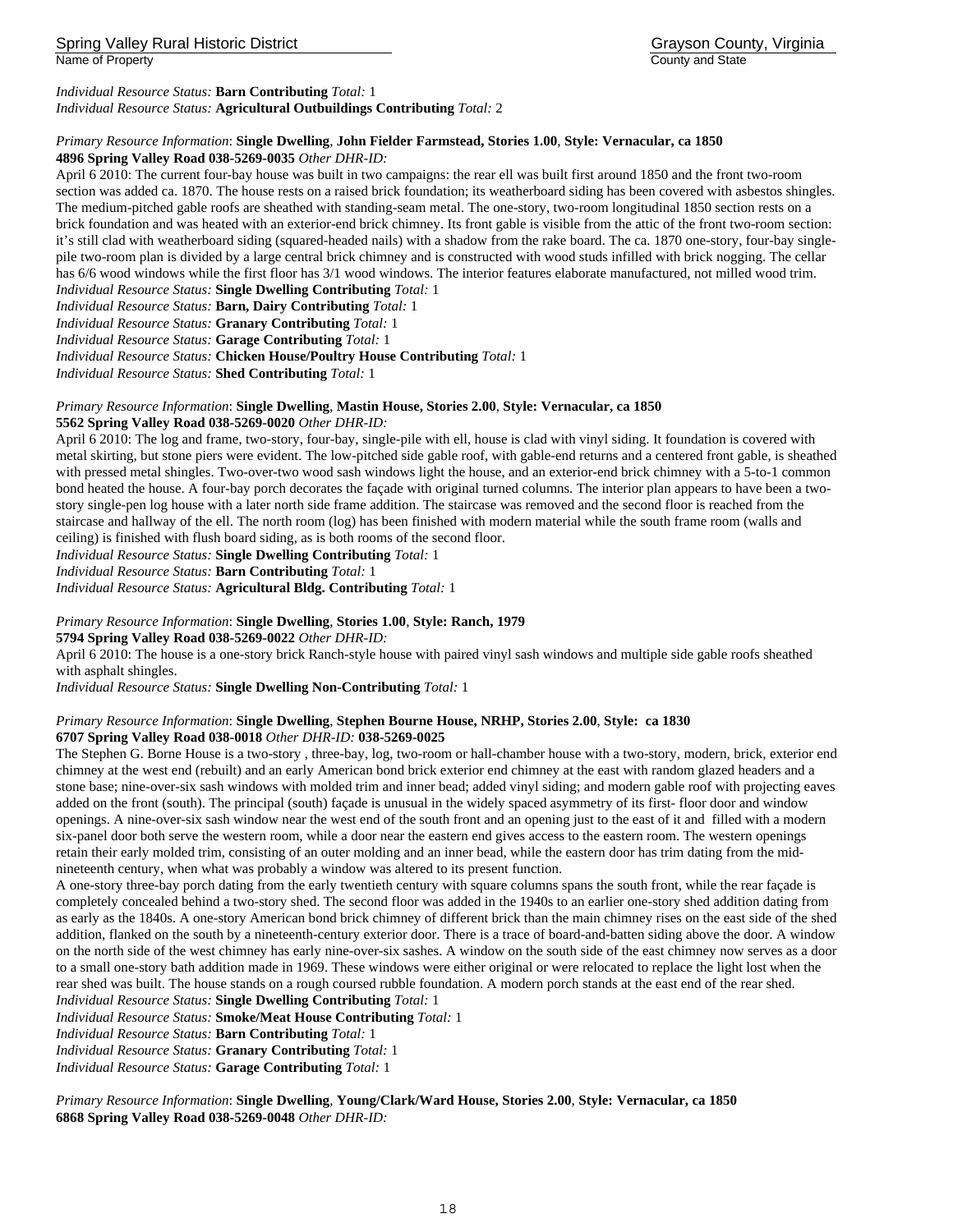*Individual Resource Status:* **Barn Contributing** *Total:* 1
*Individual Resource Status:* **Agricultural Outbuildings Contributing** *Total:* 2

*Primary Resource Information*: **Single Dwelling**, **John Fielder Farmstead, Stories 1.00**, **Style: Vernacular, ca 1850**
**4896 Spring Valley Road 038-5269-0035** *Other DHR-ID:*

April 6 2010: The current four-bay house was built in two campaigns: the rear ell was built first around 1850 and the front two-room section was added ca. 1870. The house rests on a raised brick foundation; its weatherboard siding has been covered with asbestos shingles. The medium-pitched gable roofs are sheathed with standing-seam metal. The one-story, two-room longitudinal 1850 section rests on a brick foundation and was heated with an exterior-end brick chimney. Its front gable is visible from the attic of the front two-room section: it's still clad with weatherboard siding (squared-headed nails) with a shadow from the rake board. The ca. 1870 one-story, four-bay single-pile two-room plan is divided by a large central brick chimney and is constructed with wood studs infilled with brick nogging. The cellar has 6/6 wood windows while the first floor has 3/1 wood windows. The interior features elaborate manufactured, not milled wood trim.
*Individual Resource Status:* **Single Dwelling Contributing** *Total:* 1
*Individual Resource Status:* **Barn, Dairy Contributing** *Total:* 1
*Individual Resource Status:* **Granary Contributing** *Total:* 1
*Individual Resource Status:* **Garage Contributing** *Total:* 1
*Individual Resource Status:* **Chicken House/Poultry House Contributing** *Total:* 1
*Individual Resource Status:* **Shed Contributing** *Total:* 1

*Primary Resource Information*: **Single Dwelling**, **Mastin House, Stories 2.00**, **Style: Vernacular, ca 1850**
**5562 Spring Valley Road 038-5269-0020** *Other DHR-ID:*

April 6 2010: The log and frame, two-story, four-bay, single-pile with ell, house is clad with vinyl siding. It foundation is covered with metal skirting, but stone piers were evident. The low-pitched side gable roof, with gable-end returns and a centered front gable, is sheathed with pressed metal shingles. Two-over-two wood sash windows light the house, and an exterior-end brick chimney with a 5-to-1 common bond heated the house. A four-bay porch decorates the façade with original turned columns. The interior plan appears to have been a two-story single-pen log house with a later north side frame addition. The staircase was removed and the second floor is reached from the staircase and hallway of the ell. The north room (log) has been finished with modern material while the south frame room (walls and ceiling) is finished with flush board siding, as is both rooms of the second floor.
*Individual Resource Status:* **Single Dwelling Contributing** *Total:* 1
*Individual Resource Status:* **Barn Contributing** *Total:* 1
*Individual Resource Status:* **Agricultural Bldg. Contributing** *Total:* 1

*Primary Resource Information*: **Single Dwelling**, **Stories 1.00**, **Style: Ranch, 1979**
**5794 Spring Valley Road 038-5269-0022** *Other DHR-ID:*

April 6 2010: The house is a one-story brick Ranch-style house with paired vinyl sash windows and multiple side gable roofs sheathed with asphalt shingles.
*Individual Resource Status:* **Single Dwelling Non-Contributing** *Total:* 1

*Primary Resource Information*: **Single Dwelling**, **Stephen Bourne House, NRHP, Stories 2.00**, **Style: ca 1830**
**6707 Spring Valley Road 038-0018** *Other DHR-ID:* **038-5269-0025**

The Stephen G. Borne House is a two-story , three-bay, log, two-room or hall-chamber house with a two-story, modern, brick, exterior end chimney at the west end (rebuilt) and an early American bond brick exterior end chimney at the east with random glazed headers and a stone base; nine-over-six sash windows with molded trim and inner bead; added vinyl siding; and modern gable roof with projecting eaves added on the front (south). The principal (south) façade is unusual in the widely spaced asymmetry of its first- floor door and window openings. A nine-over-six sash window near the west end of the south front and an opening just to the east of it and filled with a modern six-panel door both serve the western room, while a door near the eastern end gives access to the eastern room. The western openings retain their early molded trim, consisting of an outer molding and an inner bead, while the eastern door has trim dating from the mid-nineteenth century, when what was probably a window was altered to its present function.

A one-story three-bay porch dating from the early twentieth century with square columns spans the south front, while the rear façade is completely concealed behind a two-story shed. The second floor was added in the 1940s to an earlier one-story shed addition dating from as early as the 1840s. A one-story American bond brick chimney of different brick than the main chimney rises on the east side of the shed addition, flanked on the south by a nineteenth-century exterior door. There is a trace of board-and-batten siding above the door. A window on the north side of the west chimney has early nine-over-six sashes. A window on the south side of the east chimney now serves as a door to a small one-story bath addition made in 1969. These windows were either original or were relocated to replace the light lost when the rear shed was built. The house stands on a rough coursed rubble foundation. A modern porch stands at the east end of the rear shed.
*Individual Resource Status:* **Single Dwelling Contributing** *Total:* 1
*Individual Resource Status:* **Smoke/Meat House Contributing** *Total:* 1
*Individual Resource Status:* **Barn Contributing** *Total:* 1
*Individual Resource Status:* **Granary Contributing** *Total:* 1
*Individual Resource Status:* **Garage Contributing** *Total:* 1

*Primary Resource Information*: **Single Dwelling**, **Young/Clark/Ward House, Stories 2.00**, **Style: Vernacular, ca 1850**
**6868 Spring Valley Road 038-5269-0048** *Other DHR-ID:*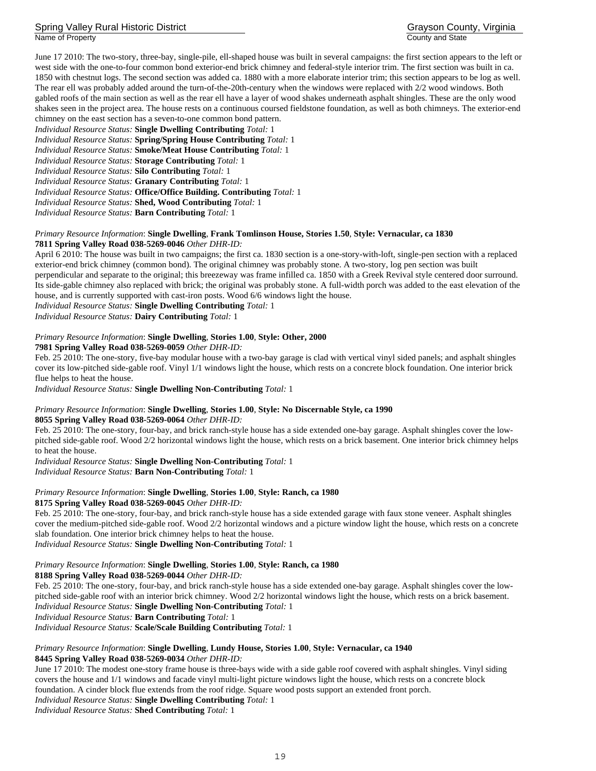June 17 2010: The two-story, three-bay, single-pile, ell-shaped house was built in several campaigns: the first section appears to the left or west side with the one-to-four common bond exterior-end brick chimney and federal-style interior trim. The first section was built in ca. 1850 with chestnut logs. The second section was added ca. 1880 with a more elaborate interior trim; this section appears to be log as well. The rear ell was probably added around the turn-of-the-20th-century when the windows were replaced with 2/2 wood windows. Both gabled roofs of the main section as well as the rear ell have a layer of wood shakes underneath asphalt shingles. These are the only wood shakes seen in the project area. The house rests on a continuous coursed fieldstone foundation, as well as both chimneys. The exterior-end chimney on the east section has a seven-to-one common bond pattern.

*Individual Resource Status:* **Single Dwelling Contributing** *Total:* 1
*Individual Resource Status:* **Spring/Spring House Contributing** *Total:* 1
*Individual Resource Status:* **Smoke/Meat House Contributing** *Total:* 1
*Individual Resource Status:* **Storage Contributing** *Total:* 1
*Individual Resource Status:* **Silo Contributing** *Total:* 1
*Individual Resource Status:* **Granary Contributing** *Total:* 1
*Individual Resource Status:* **Office/Office Building. Contributing** *Total:* 1
*Individual Resource Status:* **Shed, Wood Contributing** *Total:* 1
*Individual Resource Status:* **Barn Contributing** *Total:* 1

*Primary Resource Information*: **Single Dwelling**, **Frank Tomlinson House, Stories 1.50**, **Style: Vernacular, ca 1830**
**7811 Spring Valley Road 038-5269-0046** *Other DHR-ID:*

April 6 2010: The house was built in two campaigns; the first ca. 1830 section is a one-story-with-loft, single-pen section with a replaced exterior-end brick chimney (common bond). The original chimney was probably stone. A two-story, log pen section was built perpendicular and separate to the original; this breezeway was frame infilled ca. 1850 with a Greek Revival style centered door surround. Its side-gable chimney also replaced with brick; the original was probably stone. A full-width porch was added to the east elevation of the house, and is currently supported with cast-iron posts. Wood 6/6 windows light the house.

*Individual Resource Status:* **Single Dwelling Contributing** *Total:* 1
*Individual Resource Status:* **Dairy Contributing** *Total:* 1

*Primary Resource Information*: **Single Dwelling**, **Stories 1.00**, **Style: Other, 2000**
**7981 Spring Valley Road 038-5269-0059** *Other DHR-ID:*

Feb. 25 2010: The one-story, five-bay modular house with a two-bay garage is clad with vertical vinyl sided panels; and asphalt shingles cover its low-pitched side-gable roof. Vinyl 1/1 windows light the house, which rests on a concrete block foundation. One interior brick flue helps to heat the house.

*Individual Resource Status:* **Single Dwelling Non-Contributing** *Total:* 1

*Primary Resource Information*: **Single Dwelling**, **Stories 1.00**, **Style: No Discernable Style, ca 1990**
**8055 Spring Valley Road 038-5269-0064** *Other DHR-ID:*

Feb. 25 2010: The one-story, four-bay, and brick ranch-style house has a side extended one-bay garage. Asphalt shingles cover the low-pitched side-gable roof. Wood 2/2 horizontal windows light the house, which rests on a brick basement. One interior brick chimney helps to heat the house.

*Individual Resource Status:* **Single Dwelling Non-Contributing** *Total:* 1
*Individual Resource Status:* **Barn Non-Contributing** *Total:* 1

*Primary Resource Information*: **Single Dwelling**, **Stories 1.00**, **Style: Ranch, ca 1980**
**8175 Spring Valley Road 038-5269-0045** *Other DHR-ID:*

Feb. 25 2010: The one-story, four-bay, and brick ranch-style house has a side extended garage with faux stone veneer. Asphalt shingles cover the medium-pitched side-gable roof. Wood 2/2 horizontal windows and a picture window light the house, which rests on a concrete slab foundation. One interior brick chimney helps to heat the house.

*Individual Resource Status:* **Single Dwelling Non-Contributing** *Total:* 1

*Primary Resource Information*: **Single Dwelling**, **Stories 1.00**, **Style: Ranch, ca 1980**
**8188 Spring Valley Road 038-5269-0044** *Other DHR-ID:*

Feb. 25 2010: The one-story, four-bay, and brick ranch-style house has a side extended one-bay garage. Asphalt shingles cover the low-pitched side-gable roof with an interior brick chimney. Wood 2/2 horizontal windows light the house, which rests on a brick basement.

*Individual Resource Status:* **Single Dwelling Non-Contributing** *Total:* 1
*Individual Resource Status:* **Barn Contributing** *Total:* 1
*Individual Resource Status:* **Scale/Scale Building Contributing** *Total:* 1

*Primary Resource Information*: **Single Dwelling**, **Lundy House, Stories 1.00**, **Style: Vernacular, ca 1940**
**8445 Spring Valley Road 038-5269-0034** *Other DHR-ID:*

June 17 2010: The modest one-story frame house is three-bays wide with a side gable roof covered with asphalt shingles. Vinyl siding covers the house and 1/1 windows and facade vinyl multi-light picture windows light the house, which rests on a concrete block foundation. A cinder block flue extends from the roof ridge. Square wood posts support an extended front porch.

*Individual Resource Status:* **Single Dwelling Contributing** *Total:* 1
*Individual Resource Status:* **Shed Contributing** *Total:* 1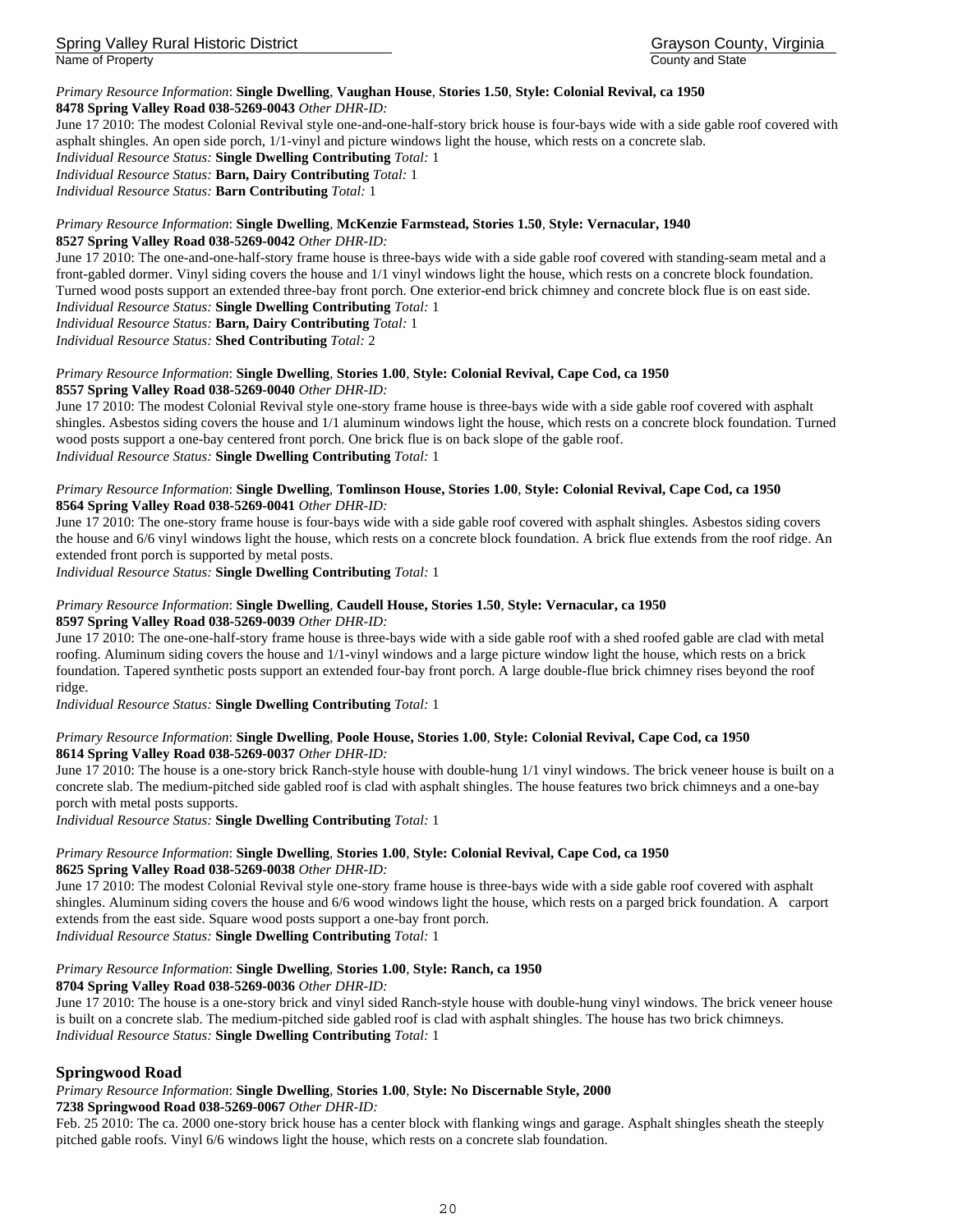*Primary Resource Information*: **Single Dwelling**, **Vaughan House**, **Stories 1.50**, **Style: Colonial Revival, ca 1950**
**8478 Spring Valley Road 038-5269-0043** *Other DHR-ID:*
June 17 2010: The modest Colonial Revival style one-and-one-half-story brick house is four-bays wide with a side gable roof covered with asphalt shingles. An open side porch, 1/1-vinyl and picture windows light the house, which rests on a concrete slab.
*Individual Resource Status:* **Single Dwelling Contributing** *Total:* 1
*Individual Resource Status:* **Barn, Dairy Contributing** *Total:* 1
*Individual Resource Status:* **Barn Contributing** *Total:* 1

*Primary Resource Information*: **Single Dwelling**, **McKenzie Farmstead, Stories 1.50**, **Style: Vernacular, 1940**
**8527 Spring Valley Road 038-5269-0042** *Other DHR-ID:*
June 17 2010: The one-and-one-half-story frame house is three-bays wide with a side gable roof covered with standing-seam metal and a front-gabled dormer. Vinyl siding covers the house and 1/1 vinyl windows light the house, which rests on a concrete block foundation. Turned wood posts support an extended three-bay front porch. One exterior-end brick chimney and concrete block flue is on east side.
*Individual Resource Status:* **Single Dwelling Contributing** *Total:* 1
*Individual Resource Status:* **Barn, Dairy Contributing** *Total:* 1
*Individual Resource Status:* **Shed Contributing** *Total:* 2

*Primary Resource Information*: **Single Dwelling**, **Stories 1.00**, **Style: Colonial Revival, Cape Cod, ca 1950**
**8557 Spring Valley Road 038-5269-0040** *Other DHR-ID:*
June 17 2010: The modest Colonial Revival style one-story frame house is three-bays wide with a side gable roof covered with asphalt shingles. Asbestos siding covers the house and 1/1 aluminum windows light the house, which rests on a concrete block foundation. Turned wood posts support a one-bay centered front porch. One brick flue is on back slope of the gable roof.
*Individual Resource Status:* **Single Dwelling Contributing** *Total:* 1

*Primary Resource Information*: **Single Dwelling**, **Tomlinson House, Stories 1.00**, **Style: Colonial Revival, Cape Cod, ca 1950**
**8564 Spring Valley Road 038-5269-0041** *Other DHR-ID:*
June 17 2010: The one-story frame house is four-bays wide with a side gable roof covered with asphalt shingles. Asbestos siding covers the house and 6/6 vinyl windows light the house, which rests on a concrete block foundation. A brick flue extends from the roof ridge. An extended front porch is supported by metal posts.
*Individual Resource Status:* **Single Dwelling Contributing** *Total:* 1

*Primary Resource Information*: **Single Dwelling**, **Caudell House, Stories 1.50**, **Style: Vernacular, ca 1950**
**8597 Spring Valley Road 038-5269-0039** *Other DHR-ID:*
June 17 2010: The one-one-half-story frame house is three-bays wide with a side gable roof with a shed roofed gable are clad with metal roofing. Aluminum siding covers the house and 1/1-vinyl windows and a large picture window light the house, which rests on a brick foundation. Tapered synthetic posts support an extended four-bay front porch. A large double-flue brick chimney rises beyond the roof ridge.
*Individual Resource Status:* **Single Dwelling Contributing** *Total:* 1

*Primary Resource Information*: **Single Dwelling**, **Poole House, Stories 1.00**, **Style: Colonial Revival, Cape Cod, ca 1950**
**8614 Spring Valley Road 038-5269-0037** *Other DHR-ID:*
June 17 2010: The house is a one-story brick Ranch-style house with double-hung 1/1 vinyl windows. The brick veneer house is built on a concrete slab. The medium-pitched side gabled roof is clad with asphalt shingles. The house features two brick chimneys and a one-bay porch with metal posts supports.
*Individual Resource Status:* **Single Dwelling Contributing** *Total:* 1

*Primary Resource Information*: **Single Dwelling**, **Stories 1.00**, **Style: Colonial Revival, Cape Cod, ca 1950**
**8625 Spring Valley Road 038-5269-0038** *Other DHR-ID:*
June 17 2010: The modest Colonial Revival style one-story frame house is three-bays wide with a side gable roof covered with asphalt shingles. Aluminum siding covers the house and 6/6 wood windows light the house, which rests on a parged brick foundation. A carport extends from the east side. Square wood posts support a one-bay front porch.
*Individual Resource Status:* **Single Dwelling Contributing** *Total:* 1

*Primary Resource Information*: **Single Dwelling**, **Stories 1.00**, **Style: Ranch, ca 1950**
**8704 Spring Valley Road 038-5269-0036** *Other DHR-ID:*
June 17 2010: The house is a one-story brick and vinyl sided Ranch-style house with double-hung vinyl windows. The brick veneer house is built on a concrete slab. The medium-pitched side gabled roof is clad with asphalt shingles. The house has two brick chimneys.
*Individual Resource Status:* **Single Dwelling Contributing** *Total:* 1

### Springwood Road

*Primary Resource Information*: **Single Dwelling**, **Stories 1.00**, **Style: No Discernable Style, 2000**
**7238 Springwood Road 038-5269-0067** *Other DHR-ID:*
Feb. 25 2010: The ca. 2000 one-story brick house has a center block with flanking wings and garage. Asphalt shingles sheath the steeply pitched gable roofs. Vinyl 6/6 windows light the house, which rests on a concrete slab foundation.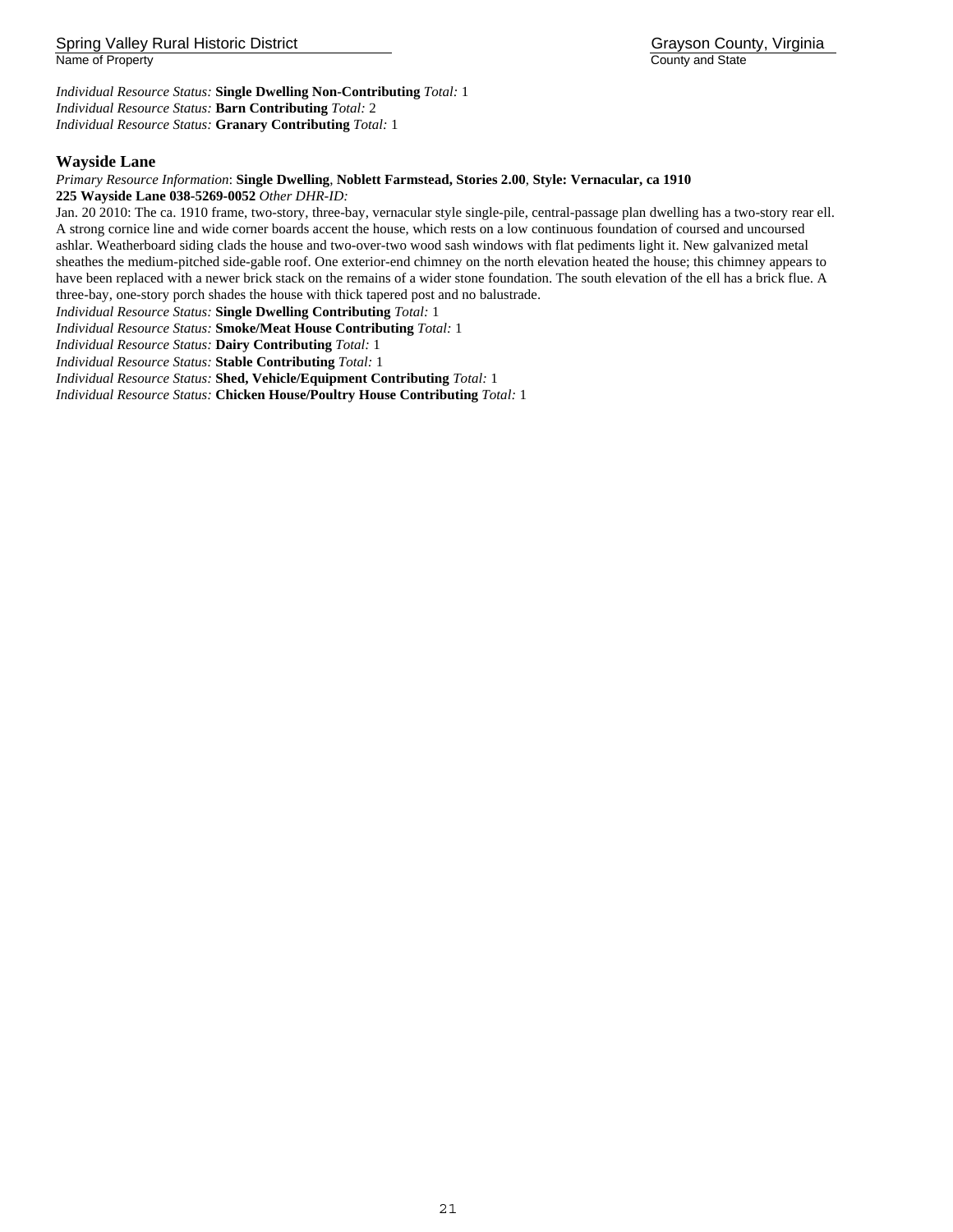*Individual Resource Status:* **Single Dwelling Non-Contributing** *Total:* 1
*Individual Resource Status:* **Barn Contributing** *Total:* 2
*Individual Resource Status:* **Granary Contributing** *Total:* 1

### Wayside Lane

*Primary Resource Information*: **Single Dwelling**, **Noblett Farmstead, Stories 2.00**, **Style: Vernacular, ca 1910**
**225 Wayside Lane 038-5269-0052** *Other DHR-ID:*

Jan. 20 2010: The ca. 1910 frame, two-story, three-bay, vernacular style single-pile, central-passage plan dwelling has a two-story rear ell. A strong cornice line and wide corner boards accent the house, which rests on a low continuous foundation of coursed and uncoursed ashlar. Weatherboard siding clads the house and two-over-two wood sash windows with flat pediments light it. New galvanized metal sheathes the medium-pitched side-gable roof. One exterior-end chimney on the north elevation heated the house; this chimney appears to have been replaced with a newer brick stack on the remains of a wider stone foundation. The south elevation of the ell has a brick flue. A three-bay, one-story porch shades the house with thick tapered post and no balustrade.

*Individual Resource Status:* **Single Dwelling Contributing** *Total:* 1
*Individual Resource Status:* **Smoke/Meat House Contributing** *Total:* 1
*Individual Resource Status:* **Dairy Contributing** *Total:* 1
*Individual Resource Status:* **Stable Contributing** *Total:* 1
*Individual Resource Status:* **Shed, Vehicle/Equipment Contributing** *Total:* 1
*Individual Resource Status:* **Chicken House/Poultry House Contributing** *Total:* 1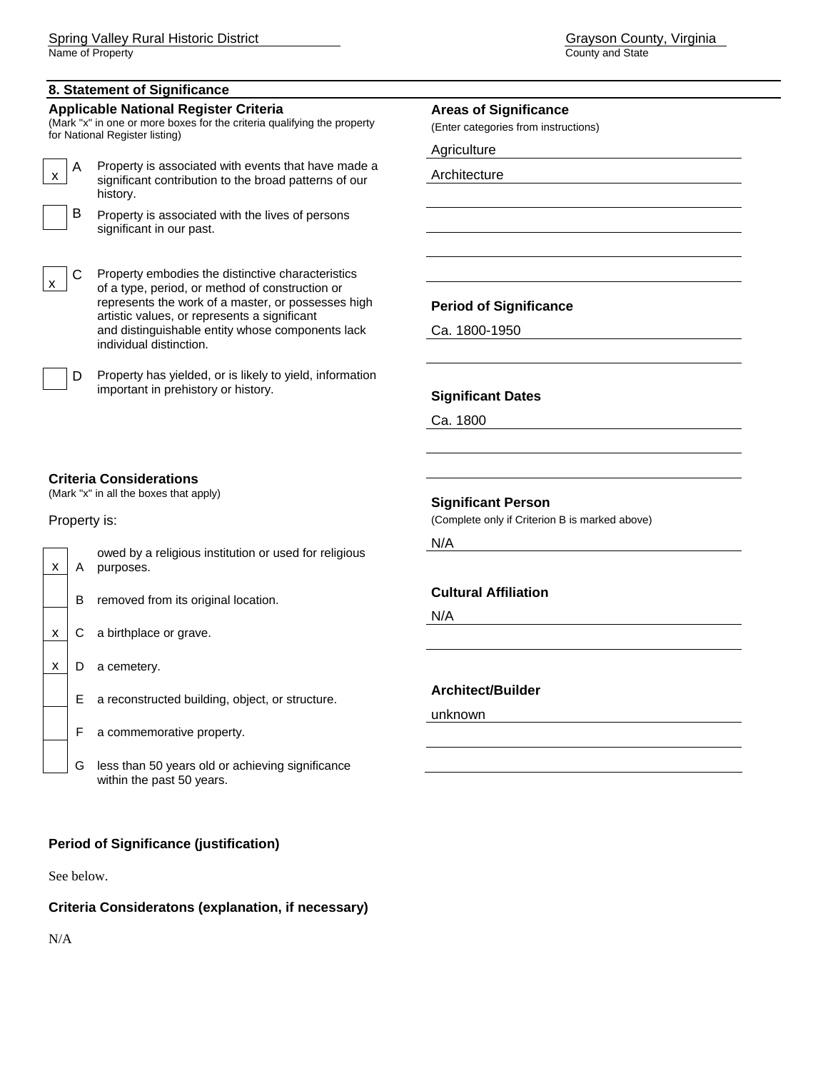## 8. Statement of Significance

### Applicable National Register Criteria

(Mark "x" in one or more boxes for the criteria qualifying the property for National Register listing)

- [x] A Property is associated with events that have made a significant contribution to the broad patterns of our history.
- [ ] B Property is associated with the lives of persons significant in our past.
- [x] C Property embodies the distinctive characteristics of a type, period, or method of construction or represents the work of a master, or possesses high artistic values, or represents a significant and distinguishable entity whose components lack individual distinction.
- [ ] D Property has yielded, or is likely to yield, information important in prehistory or history.

### Criteria Considerations

(Mark "x" in all the boxes that apply)

Property is:

- [x] A owed by a religious institution or used for religious purposes.
- [ ] B removed from its original location.
- [x] C a birthplace or grave.
- [x] D a cemetery.
- [ ] E a reconstructed building, object, or structure.
- [ ] F a commemorative property.
- [ ] G less than 50 years old or achieving significance within the past 50 years.

### Areas of Significance

(Enter categories from instructions)

Agriculture

Architecture

### Period of Significance

Ca. 1800-1950

### Significant Dates

Ca. 1800

### Significant Person

(Complete only if Criterion B is marked above)

N/A

### Cultural Affiliation

N/A

### Architect/Builder

unknown

### Period of Significance (justification)

See below.

### Criteria Consideratons (explanation, if necessary)

N/A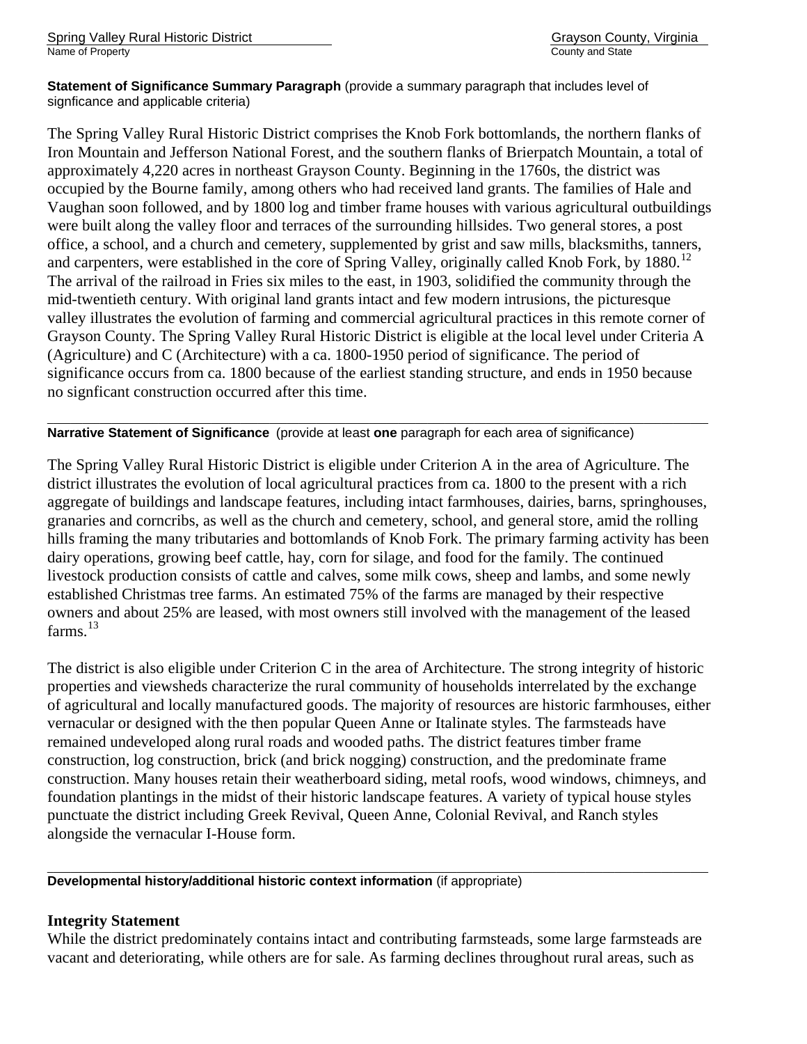**Statement of Significance Summary Paragraph** (provide a summary paragraph that includes level of signficance and applicable criteria)

The Spring Valley Rural Historic District comprises the Knob Fork bottomlands, the northern flanks of Iron Mountain and Jefferson National Forest, and the southern flanks of Brierpatch Mountain, a total of approximately 4,220 acres in northeast Grayson County. Beginning in the 1760s, the district was occupied by the Bourne family, among others who had received land grants. The families of Hale and Vaughan soon followed, and by 1800 log and timber frame houses with various agricultural outbuildings were built along the valley floor and terraces of the surrounding hillsides. Two general stores, a post office, a school, and a church and cemetery, supplemented by grist and saw mills, blacksmiths, tanners, and carpenters, were established in the core of Spring Valley, originally called Knob Fork, by 1880.[12] The arrival of the railroad in Fries six miles to the east, in 1903, solidified the community through the mid-twentieth century. With original land grants intact and few modern intrusions, the picturesque valley illustrates the evolution of farming and commercial agricultural practices in this remote corner of Grayson County. The Spring Valley Rural Historic District is eligible at the local level under Criteria A (Agriculture) and C (Architecture) with a ca. 1800-1950 period of significance. The period of significance occurs from ca. 1800 because of the earliest standing structure, and ends in 1950 because no signficant construction occurred after this time.

---

**Narrative Statement of Significance** (provide at least **one** paragraph for each area of significance)

The Spring Valley Rural Historic District is eligible under Criterion A in the area of Agriculture. The district illustrates the evolution of local agricultural practices from ca. 1800 to the present with a rich aggregate of buildings and landscape features, including intact farmhouses, dairies, barns, springhouses, granaries and corncribs, as well as the church and cemetery, school, and general store, amid the rolling hills framing the many tributaries and bottomlands of Knob Fork. The primary farming activity has been dairy operations, growing beef cattle, hay, corn for silage, and food for the family. The continued livestock production consists of cattle and calves, some milk cows, sheep and lambs, and some newly established Christmas tree farms. An estimated 75% of the farms are managed by their respective owners and about 25% are leased, with most owners still involved with the management of the leased farms.[13]

The district is also eligible under Criterion C in the area of Architecture. The strong integrity of historic properties and viewsheds characterize the rural community of households interrelated by the exchange of agricultural and locally manufactured goods. The majority of resources are historic farmhouses, either vernacular or designed with the then popular Queen Anne or Italinate styles. The farmsteads have remained undeveloped along rural roads and wooded paths. The district features timber frame construction, log construction, brick (and brick nogging) construction, and the predominate frame construction. Many houses retain their weatherboard siding, metal roofs, wood windows, chimneys, and foundation plantings in the midst of their historic landscape features. A variety of typical house styles punctuate the district including Greek Revival, Queen Anne, Colonial Revival, and Ranch styles alongside the vernacular I-House form.

---

**Developmental history/additional historic context information** (if appropriate)

### Integrity Statement

While the district predominately contains intact and contributing farmsteads, some large farmsteads are vacant and deteriorating, while others are for sale. As farming declines throughout rural areas, such as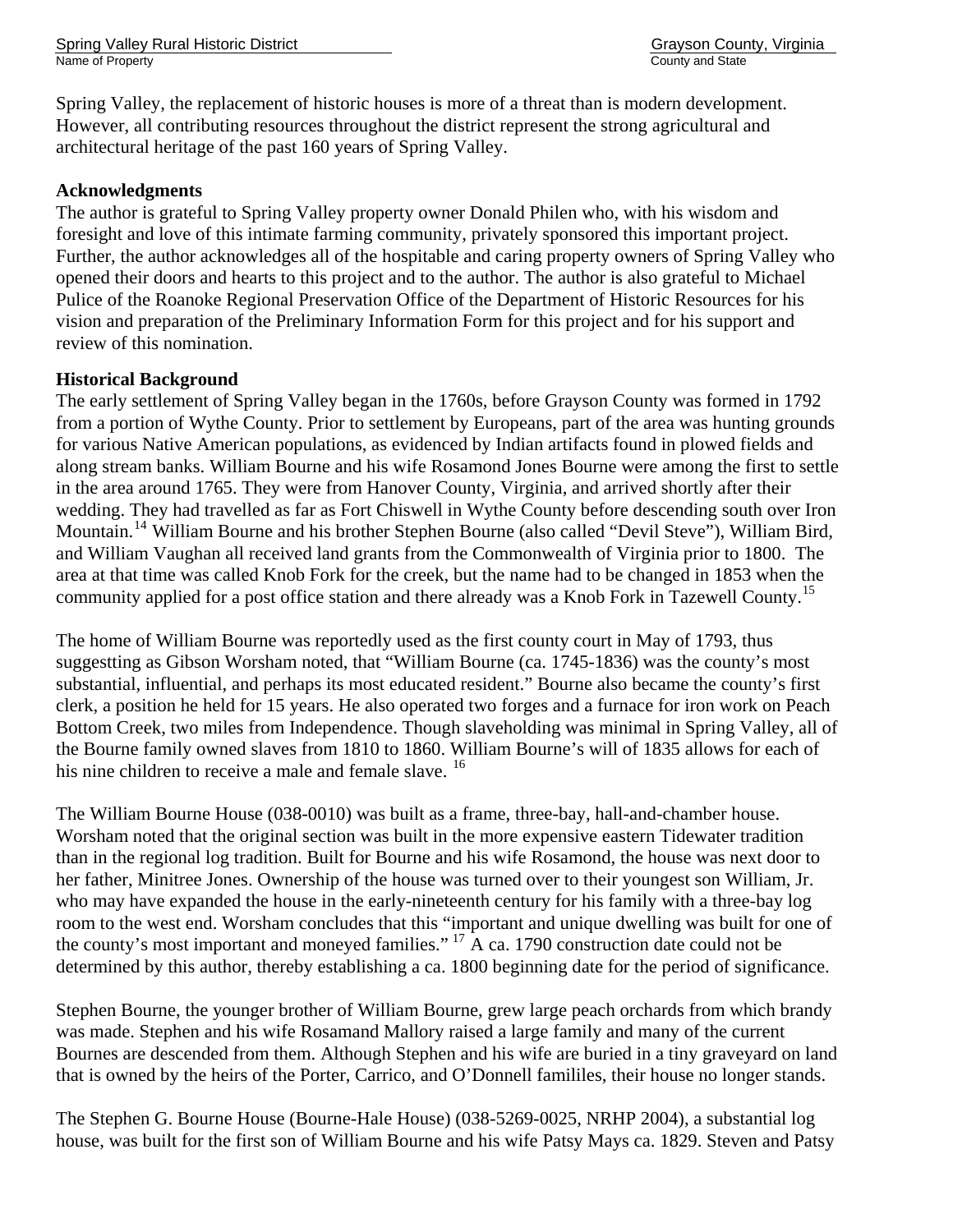Spring Valley, the replacement of historic houses is more of a threat than is modern development. However, all contributing resources throughout the district represent the strong agricultural and architectural heritage of the past 160 years of Spring Valley.

**Acknowledgments**

The author is grateful to Spring Valley property owner Donald Philen who, with his wisdom and foresight and love of this intimate farming community, privately sponsored this important project. Further, the author acknowledges all of the hospitable and caring property owners of Spring Valley who opened their doors and hearts to this project and to the author. The author is also grateful to Michael Pulice of the Roanoke Regional Preservation Office of the Department of Historic Resources for his vision and preparation of the Preliminary Information Form for this project and for his support and review of this nomination.

**Historical Background**

The early settlement of Spring Valley began in the 1760s, before Grayson County was formed in 1792 from a portion of Wythe County. Prior to settlement by Europeans, part of the area was hunting grounds for various Native American populations, as evidenced by Indian artifacts found in plowed fields and along stream banks. William Bourne and his wife Rosamond Jones Bourne were among the first to settle in the area around 1765. They were from Hanover County, Virginia, and arrived shortly after their wedding. They had travelled as far as Fort Chiswell in Wythe County before descending south over Iron Mountain.[14] William Bourne and his brother Stephen Bourne (also called "Devil Steve"), William Bird, and William Vaughan all received land grants from the Commonwealth of Virginia prior to 1800. The area at that time was called Knob Fork for the creek, but the name had to be changed in 1853 when the community applied for a post office station and there already was a Knob Fork in Tazewell County.[15]

The home of William Bourne was reportedly used as the first county court in May of 1793, thus suggestting as Gibson Worsham noted, that "William Bourne (ca. 1745-1836) was the county's most substantial, influential, and perhaps its most educated resident." Bourne also became the county's first clerk, a position he held for 15 years. He also operated two forges and a furnace for iron work on Peach Bottom Creek, two miles from Independence. Though slaveholding was minimal in Spring Valley, all of the Bourne family owned slaves from 1810 to 1860. William Bourne's will of 1835 allows for each of his nine children to receive a male and female slave. [16]

The William Bourne House (038-0010) was built as a frame, three-bay, hall-and-chamber house. Worsham noted that the original section was built in the more expensive eastern Tidewater tradition than in the regional log tradition. Built for Bourne and his wife Rosamond, the house was next door to her father, Minitree Jones. Ownership of the house was turned over to their youngest son William, Jr. who may have expanded the house in the early-nineteenth century for his family with a three-bay log room to the west end. Worsham concludes that this "important and unique dwelling was built for one of the county's most important and moneyed families." [17] A ca. 1790 construction date could not be determined by this author, thereby establishing a ca. 1800 beginning date for the period of significance.

Stephen Bourne, the younger brother of William Bourne, grew large peach orchards from which brandy was made. Stephen and his wife Rosamand Mallory raised a large family and many of the current Bournes are descended from them. Although Stephen and his wife are buried in a tiny graveyard on land that is owned by the heirs of the Porter, Carrico, and O'Donnell famililes, their house no longer stands.

The Stephen G. Bourne House (Bourne-Hale House) (038-5269-0025, NRHP 2004), a substantial log house, was built for the first son of William Bourne and his wife Patsy Mays ca. 1829. Steven and Patsy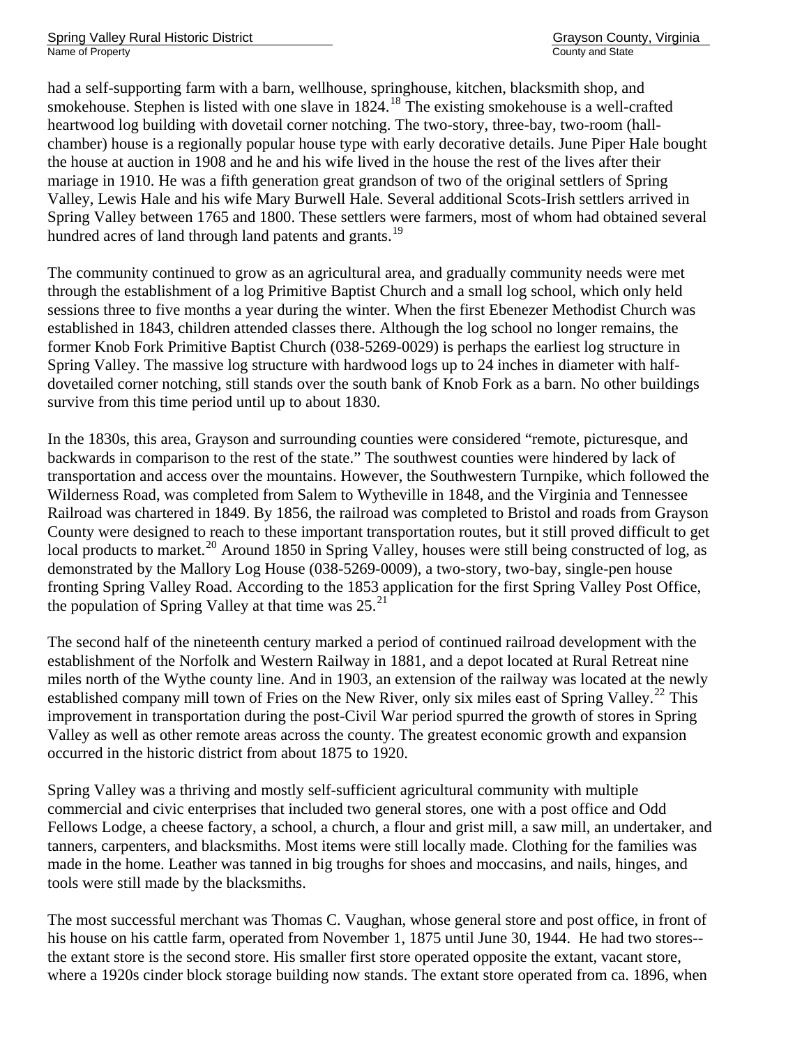had a self-supporting farm with a barn, wellhouse, springhouse, kitchen, blacksmith shop, and smokehouse. Stephen is listed with one slave in 1824.[18] The existing smokehouse is a well-crafted heartwood log building with dovetail corner notching. The two-story, three-bay, two-room (hall-chamber) house is a regionally popular house type with early decorative details. June Piper Hale bought the house at auction in 1908 and he and his wife lived in the house the rest of the lives after their mariage in 1910. He was a fifth generation great grandson of two of the original settlers of Spring Valley, Lewis Hale and his wife Mary Burwell Hale. Several additional Scots-Irish settlers arrived in Spring Valley between 1765 and 1800. These settlers were farmers, most of whom had obtained several hundred acres of land through land patents and grants.[19]

The community continued to grow as an agricultural area, and gradually community needs were met through the establishment of a log Primitive Baptist Church and a small log school, which only held sessions three to five months a year during the winter. When the first Ebenezer Methodist Church was established in 1843, children attended classes there. Although the log school no longer remains, the former Knob Fork Primitive Baptist Church (038-5269-0029) is perhaps the earliest log structure in Spring Valley. The massive log structure with hardwood logs up to 24 inches in diameter with half-dovetailed corner notching, still stands over the south bank of Knob Fork as a barn. No other buildings survive from this time period until up to about 1830.

In the 1830s, this area, Grayson and surrounding counties were considered "remote, picturesque, and backwards in comparison to the rest of the state." The southwest counties were hindered by lack of transportation and access over the mountains. However, the Southwestern Turnpike, which followed the Wilderness Road, was completed from Salem to Wytheville in 1848, and the Virginia and Tennessee Railroad was chartered in 1849. By 1856, the railroad was completed to Bristol and roads from Grayson County were designed to reach to these important transportation routes, but it still proved difficult to get local products to market.[20] Around 1850 in Spring Valley, houses were still being constructed of log, as demonstrated by the Mallory Log House (038-5269-0009), a two-story, two-bay, single-pen house fronting Spring Valley Road. According to the 1853 application for the first Spring Valley Post Office, the population of Spring Valley at that time was 25.[21]

The second half of the nineteenth century marked a period of continued railroad development with the establishment of the Norfolk and Western Railway in 1881, and a depot located at Rural Retreat nine miles north of the Wythe county line. And in 1903, an extension of the railway was located at the newly established company mill town of Fries on the New River, only six miles east of Spring Valley.[22] This improvement in transportation during the post-Civil War period spurred the growth of stores in Spring Valley as well as other remote areas across the county. The greatest economic growth and expansion occurred in the historic district from about 1875 to 1920.

Spring Valley was a thriving and mostly self-sufficient agricultural community with multiple commercial and civic enterprises that included two general stores, one with a post office and Odd Fellows Lodge, a cheese factory, a school, a church, a flour and grist mill, a saw mill, an undertaker, and tanners, carpenters, and blacksmiths. Most items were still locally made. Clothing for the families was made in the home. Leather was tanned in big troughs for shoes and moccasins, and nails, hinges, and tools were still made by the blacksmiths.

The most successful merchant was Thomas C. Vaughan, whose general store and post office, in front of his house on his cattle farm, operated from November 1, 1875 until June 30, 1944. He had two stores--the extant store is the second store. His smaller first store operated opposite the extant, vacant store, where a 1920s cinder block storage building now stands. The extant store operated from ca. 1896, when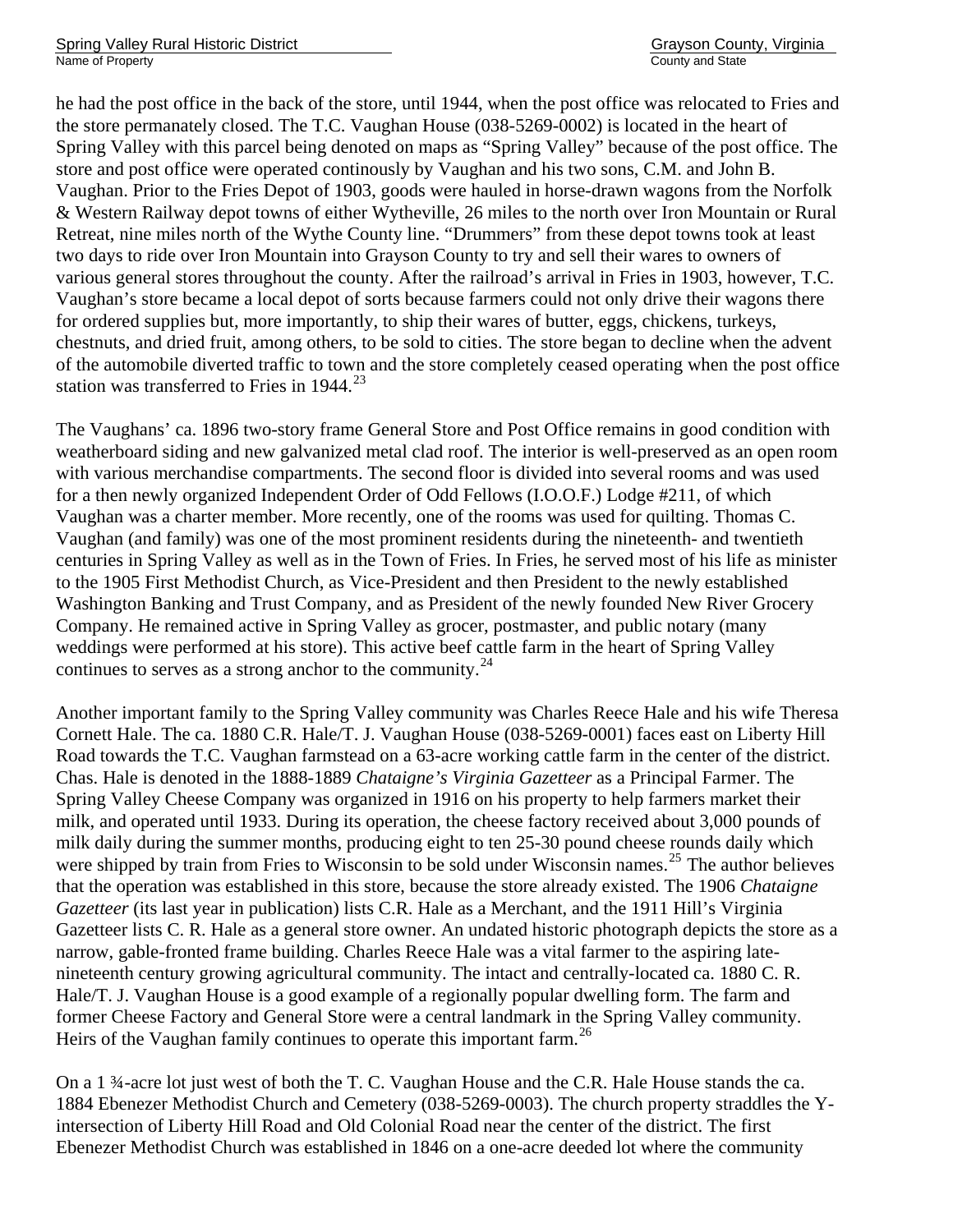he had the post office in the back of the store, until 1944, when the post office was relocated to Fries and the store permanately closed. The T.C. Vaughan House (038-5269-0002) is located in the heart of Spring Valley with this parcel being denoted on maps as "Spring Valley" because of the post office. The store and post office were operated continously by Vaughan and his two sons, C.M. and John B. Vaughan. Prior to the Fries Depot of 1903, goods were hauled in horse-drawn wagons from the Norfolk & Western Railway depot towns of either Wytheville, 26 miles to the north over Iron Mountain or Rural Retreat, nine miles north of the Wythe County line. "Drummers" from these depot towns took at least two days to ride over Iron Mountain into Grayson County to try and sell their wares to owners of various general stores throughout the county. After the railroad's arrival in Fries in 1903, however, T.C. Vaughan's store became a local depot of sorts because farmers could not only drive their wagons there for ordered supplies but, more importantly, to ship their wares of butter, eggs, chickens, turkeys, chestnuts, and dried fruit, among others, to be sold to cities. The store began to decline when the advent of the automobile diverted traffic to town and the store completely ceased operating when the post office station was transferred to Fries in 1944.[23]

The Vaughans' ca. 1896 two-story frame General Store and Post Office remains in good condition with weatherboard siding and new galvanized metal clad roof. The interior is well-preserved as an open room with various merchandise compartments. The second floor is divided into several rooms and was used for a then newly organized Independent Order of Odd Fellows (I.O.O.F.) Lodge #211, of which Vaughan was a charter member. More recently, one of the rooms was used for quilting. Thomas C. Vaughan (and family) was one of the most prominent residents during the nineteenth- and twentieth centuries in Spring Valley as well as in the Town of Fries. In Fries, he served most of his life as minister to the 1905 First Methodist Church, as Vice-President and then President to the newly established Washington Banking and Trust Company, and as President of the newly founded New River Grocery Company. He remained active in Spring Valley as grocer, postmaster, and public notary (many weddings were performed at his store). This active beef cattle farm in the heart of Spring Valley continues to serves as a strong anchor to the community.[24]

Another important family to the Spring Valley community was Charles Reece Hale and his wife Theresa Cornett Hale. The ca. 1880 C.R. Hale/T. J. Vaughan House (038-5269-0001) faces east on Liberty Hill Road towards the T.C. Vaughan farmstead on a 63-acre working cattle farm in the center of the district. Chas. Hale is denoted in the 1888-1889 *Chataigne's Virginia Gazetteer* as a Principal Farmer. The Spring Valley Cheese Company was organized in 1916 on his property to help farmers market their milk, and operated until 1933. During its operation, the cheese factory received about 3,000 pounds of milk daily during the summer months, producing eight to ten 25-30 pound cheese rounds daily which were shipped by train from Fries to Wisconsin to be sold under Wisconsin names.[25] The author believes that the operation was established in this store, because the store already existed. The 1906 *Chataigne Gazetteer* (its last year in publication) lists C.R. Hale as a Merchant, and the 1911 Hill's Virginia Gazetteer lists C. R. Hale as a general store owner. An undated historic photograph depicts the store as a narrow, gable-fronted frame building. Charles Reece Hale was a vital farmer to the aspiring late-nineteenth century growing agricultural community. The intact and centrally-located ca. 1880 C. R. Hale/T. J. Vaughan House is a good example of a regionally popular dwelling form. The farm and former Cheese Factory and General Store were a central landmark in the Spring Valley community. Heirs of the Vaughan family continues to operate this important farm.[26]

On a 1 ¾-acre lot just west of both the T. C. Vaughan House and the C.R. Hale House stands the ca. 1884 Ebenezer Methodist Church and Cemetery (038-5269-0003). The church property straddles the Y-intersection of Liberty Hill Road and Old Colonial Road near the center of the district. The first Ebenezer Methodist Church was established in 1846 on a one-acre deeded lot where the community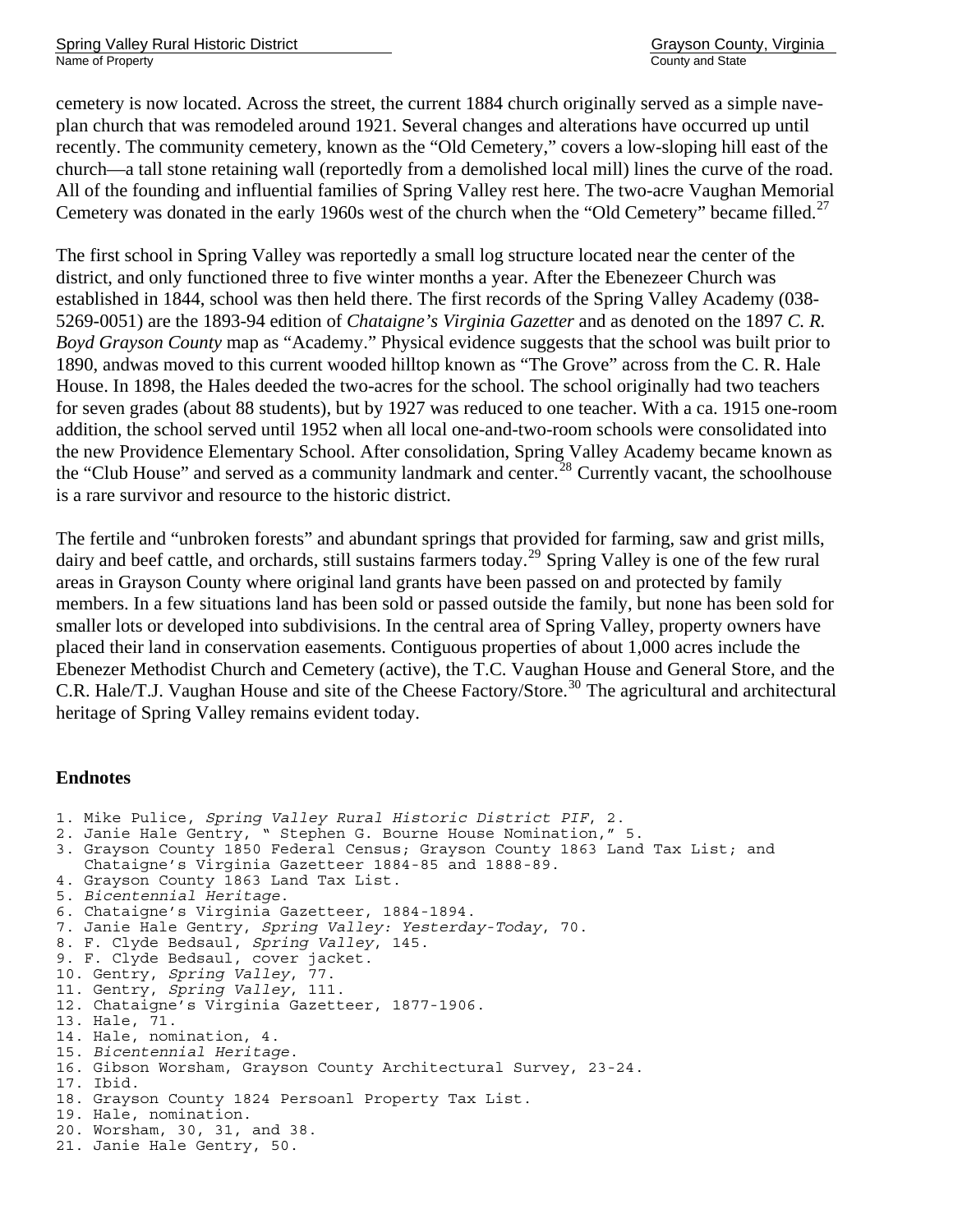cemetery is now located. Across the street, the current 1884 church originally served as a simple nave-plan church that was remodeled around 1921. Several changes and alterations have occurred up until recently. The community cemetery, known as the "Old Cemetery," covers a low-sloping hill east of the church—a tall stone retaining wall (reportedly from a demolished local mill) lines the curve of the road. All of the founding and influential families of Spring Valley rest here. The two-acre Vaughan Memorial Cemetery was donated in the early 1960s west of the church when the "Old Cemetery" became filled.[27]

The first school in Spring Valley was reportedly a small log structure located near the center of the district, and only functioned three to five winter months a year. After the Ebenezeer Church was established in 1844, school was then held there. The first records of the Spring Valley Academy (038-5269-0051) are the 1893-94 edition of *Chataigne's Virginia Gazetter* and as denoted on the 1897 *C. R. Boyd Grayson County* map as "Academy." Physical evidence suggests that the school was built prior to 1890, andwas moved to this current wooded hilltop known as "The Grove" across from the C. R. Hale House. In 1898, the Hales deeded the two-acres for the school. The school originally had two teachers for seven grades (about 88 students), but by 1927 was reduced to one teacher. With a ca. 1915 one-room addition, the school served until 1952 when all local one-and-two-room schools were consolidated into the new Providence Elementary School. After consolidation, Spring Valley Academy became known as the "Club House" and served as a community landmark and center.[28] Currently vacant, the schoolhouse is a rare survivor and resource to the historic district.

The fertile and "unbroken forests" and abundant springs that provided for farming, saw and grist mills, dairy and beef cattle, and orchards, still sustains farmers today.[29] Spring Valley is one of the few rural areas in Grayson County where original land grants have been passed on and protected by family members. In a few situations land has been sold or passed outside the family, but none has been sold for smaller lots or developed into subdivisions. In the central area of Spring Valley, property owners have placed their land in conservation easements. Contiguous properties of about 1,000 acres include the Ebenezer Methodist Church and Cemetery (active), the T.C. Vaughan House and General Store, and the C.R. Hale/T.J. Vaughan House and site of the Cheese Factory/Store.[30] The agricultural and architectural heritage of Spring Valley remains evident today.

## Endnotes

1. Mike Pulice, *Spring Valley Rural Historic District PIF*, 2.
2. Janie Hale Gentry, " Stephen G. Bourne House Nomination," 5.
3. Grayson County 1850 Federal Census; Grayson County 1863 Land Tax List; and Chataigne's Virginia Gazetteer 1884-85 and 1888-89.
4. Grayson County 1863 Land Tax List.
5. *Bicentennial Heritage*.
6. Chataigne's Virginia Gazetteer, 1884-1894.
7. Janie Hale Gentry, *Spring Valley: Yesterday-Today*, 70.
8. F. Clyde Bedsaul, *Spring Valley*, 145.
9. F. Clyde Bedsaul, cover jacket.
10. Gentry, *Spring Valley*, 77.
11. Gentry, *Spring Valley*, 111.
12. Chataigne's Virginia Gazetteer, 1877-1906.
13. Hale, 71.
14. Hale, nomination, 4.
15. *Bicentennial Heritage*.
16. Gibson Worsham, Grayson County Architectural Survey, 23-24.
17. Ibid.
18. Grayson County 1824 Persoanl Property Tax List.
19. Hale, nomination.
20. Worsham, 30, 31, and 38.
21. Janie Hale Gentry, 50.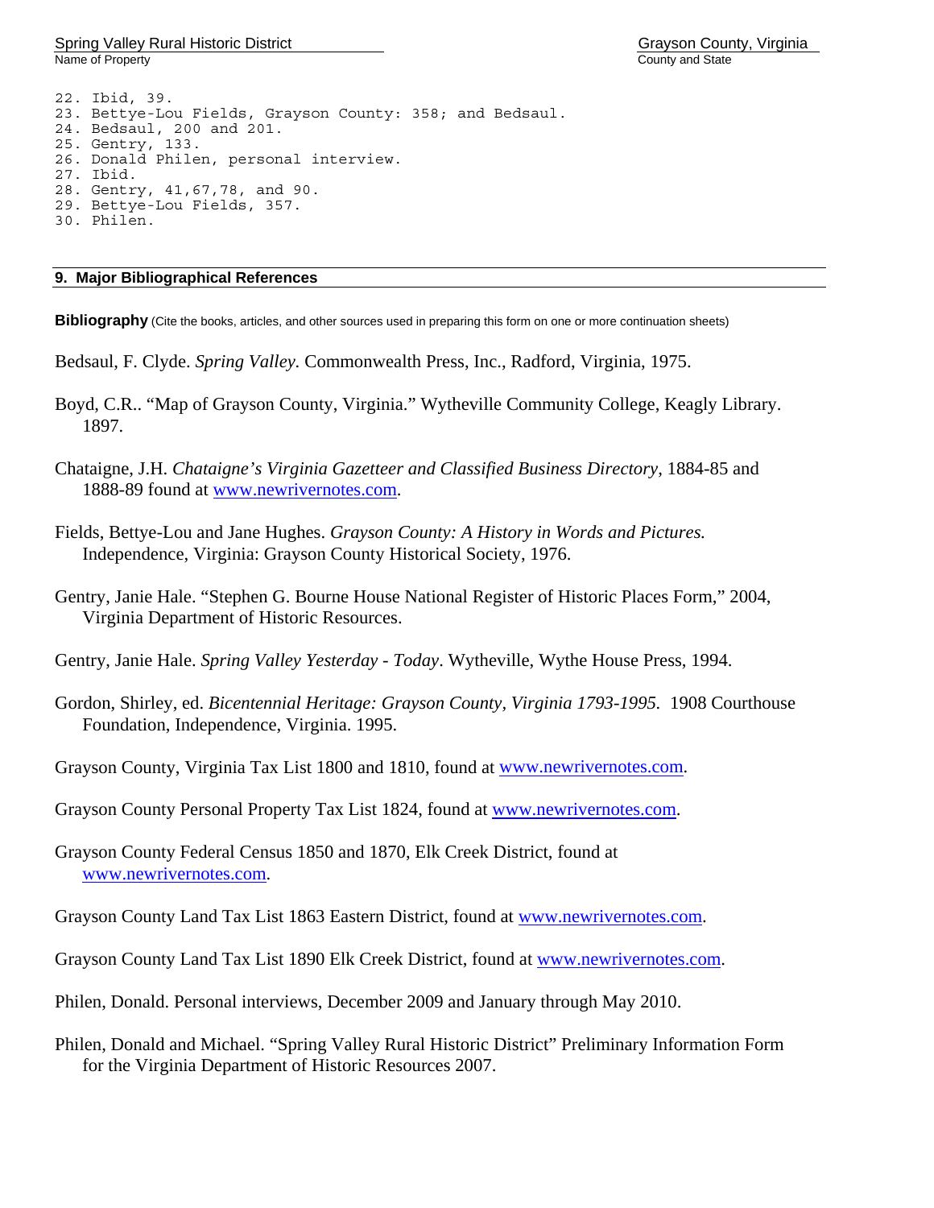22. Ibid, 39.
23. Bettye-Lou Fields, Grayson County: 358; and Bedsaul.
24. Bedsaul, 200 and 201.
25. Gentry, 133.
26. Donald Philen, personal interview.
27. Ibid.
28. Gentry, 41,67,78, and 90.
29. Bettye-Lou Fields, 357.
30. Philen.

## 9. Major Bibliographical References

**Bibliography** (Cite the books, articles, and other sources used in preparing this form on one or more continuation sheets)

Bedsaul, F. Clyde. *Spring Valley.* Commonwealth Press, Inc., Radford, Virginia, 1975.

Boyd, C.R.. "Map of Grayson County, Virginia." Wytheville Community College, Keagly Library. 1897.

Chataigne, J.H. *Chataigne's Virginia Gazetteer and Classified Business Directory*, 1884-85 and 1888-89 found at www.newrivernotes.com.

Fields, Bettye-Lou and Jane Hughes. *Grayson County: A History in Words and Pictures.* Independence, Virginia: Grayson County Historical Society, 1976.

Gentry, Janie Hale. "Stephen G. Bourne House National Register of Historic Places Form," 2004, Virginia Department of Historic Resources.

Gentry, Janie Hale. *Spring Valley Yesterday - Today*. Wytheville, Wythe House Press, 1994.

Gordon, Shirley, ed. *Bicentennial Heritage: Grayson County, Virginia 1793-1995.* 1908 Courthouse Foundation, Independence, Virginia. 1995.

Grayson County, Virginia Tax List 1800 and 1810, found at www.newrivernotes.com.

Grayson County Personal Property Tax List 1824, found at www.newrivernotes.com.

Grayson County Federal Census 1850 and 1870, Elk Creek District, found at www.newrivernotes.com.

Grayson County Land Tax List 1863 Eastern District, found at www.newrivernotes.com.

Grayson County Land Tax List 1890 Elk Creek District, found at www.newrivernotes.com.

Philen, Donald. Personal interviews, December 2009 and January through May 2010.

Philen, Donald and Michael. "Spring Valley Rural Historic District" Preliminary Information Form for the Virginia Department of Historic Resources 2007.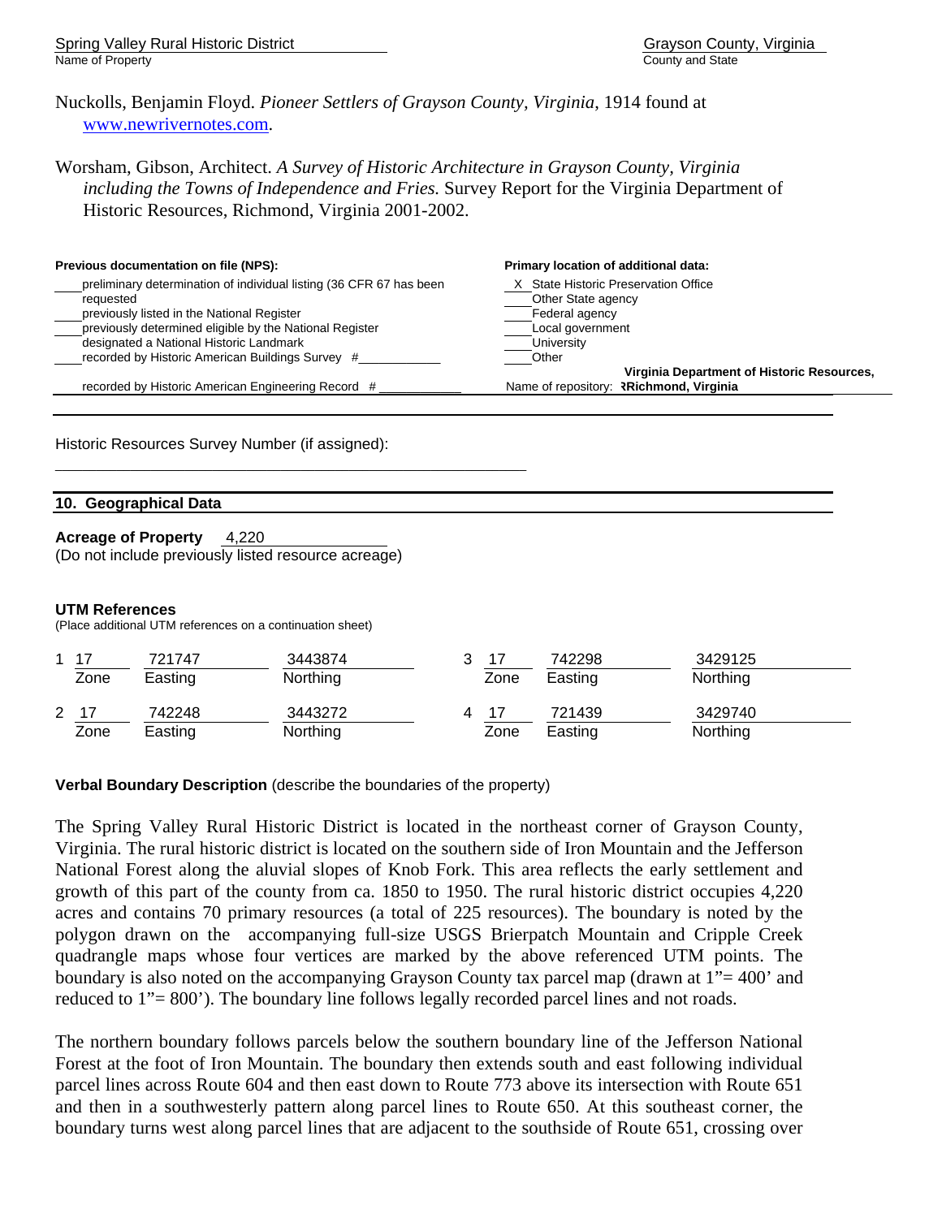Nuckolls, Benjamin Floyd. *Pioneer Settlers of Grayson County, Virginia*, 1914 found at www.newrivernotes.com.

Worsham, Gibson, Architect. *A Survey of Historic Architecture in Grayson County, Virginia including the Towns of Independence and Fries.* Survey Report for the Virginia Department of Historic Resources, Richmond, Virginia 2001-2002.

**Previous documentation on file (NPS):**

____ preliminary determination of individual listing (36 CFR 67 has been requested
____ previously listed in the National Register
____ previously determined eligible by the National Register
____ designated a National Historic Landmark
____ recorded by Historic American Buildings Survey #____________
____ recorded by Historic American Engineering Record #____________

**Primary location of additional data:**

X State Historic Preservation Office
____ Other State agency
____ Federal agency
____ Local government
____ University
____ Other

Name of repository: **Virginia Department of Historic Resources, Richmond, Virginia**

Historic Resources Survey Number (if assigned): ____________________

## 10. Geographical Data

**Acreage of Property** 4,220
(Do not include previously listed resource acreage)

**UTM References**
(Place additional UTM references on a continuation sheet)

| | Zone | Easting | Northing |
|---|---|---|---|
| 1 | 17 | 721747 | 3443874 |
| 2 | 17 | 742248 | 3443272 |
| 3 | 17 | 742298 | 3429125 |
| 4 | 17 | 721439 | 3429740 |

**Verbal Boundary Description** (describe the boundaries of the property)

The Spring Valley Rural Historic District is located in the northeast corner of Grayson County, Virginia. The rural historic district is located on the southern side of Iron Mountain and the Jefferson National Forest along the aluvial slopes of Knob Fork. This area reflects the early settlement and growth of this part of the county from ca. 1850 to 1950. The rural historic district occupies 4,220 acres and contains 70 primary resources (a total of 225 resources). The boundary is noted by the polygon drawn on the accompanying full-size USGS Brierpatch Mountain and Cripple Creek quadrangle maps whose four vertices are marked by the above referenced UTM points. The boundary is also noted on the accompanying Grayson County tax parcel map (drawn at 1"= 400' and reduced to 1"= 800'). The boundary line follows legally recorded parcel lines and not roads.

The northern boundary follows parcels below the southern boundary line of the Jefferson National Forest at the foot of Iron Mountain. The boundary then extends south and east following individual parcel lines across Route 604 and then east down to Route 773 above its intersection with Route 651 and then in a southwesterly pattern along parcel lines to Route 650. At this southeast corner, the boundary turns west along parcel lines that are adjacent to the southside of Route 651, crossing over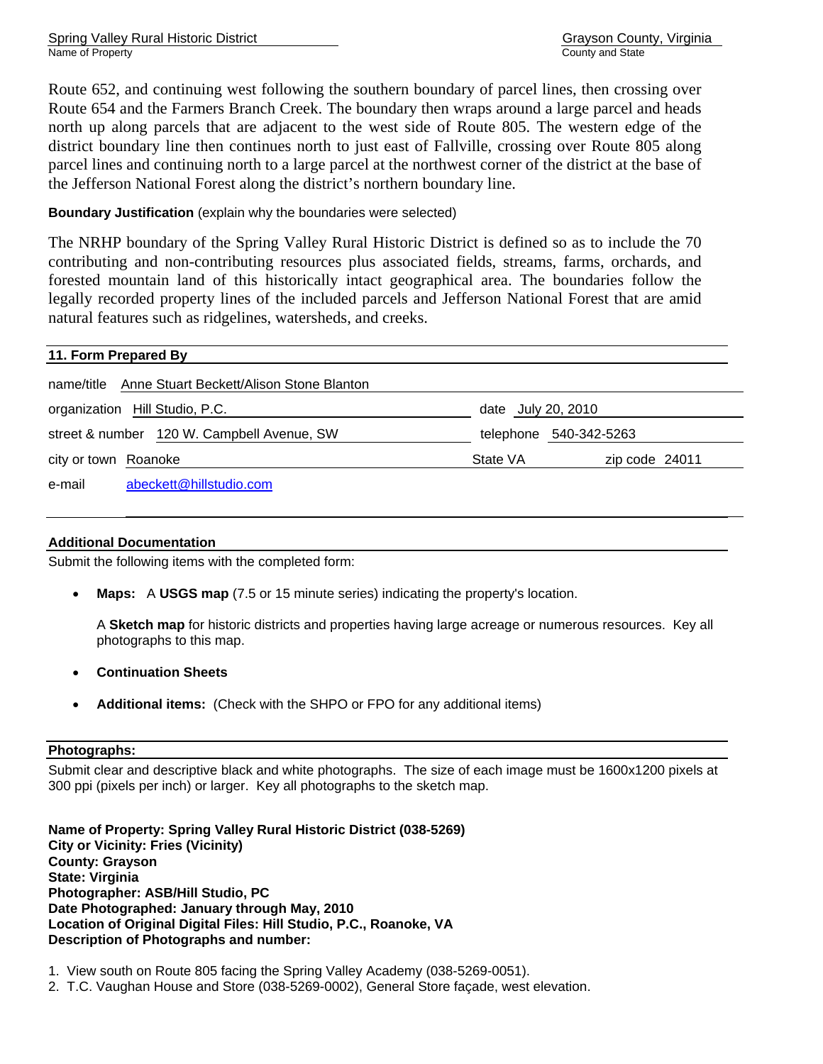Route 652, and continuing west following the southern boundary of parcel lines, then crossing over Route 654 and the Farmers Branch Creek. The boundary then wraps around a large parcel and heads north up along parcels that are adjacent to the west side of Route 805. The western edge of the district boundary line then continues north to just east of Fallville, crossing over Route 805 along parcel lines and continuing north to a large parcel at the northwest corner of the district at the base of the Jefferson National Forest along the district's northern boundary line.

**Boundary Justification** (explain why the boundaries were selected)

The NRHP boundary of the Spring Valley Rural Historic District is defined so as to include the 70 contributing and non-contributing resources plus associated fields, streams, farms, orchards, and forested mountain land of this historically intact geographical area. The boundaries follow the legally recorded property lines of the included parcels and Jefferson National Forest that are amid natural features such as ridgelines, watersheds, and creeks.

## 11. Form Prepared By

name/title Anne Stuart Beckett/Alison Stone Blanton

organization Hill Studio, P.C. date July 20, 2010

street & number 120 W. Campbell Avenue, SW telephone 540-342-5263

city or town Roanoke State VA zip code 24011

e-mail abeckett@hillstudio.com

## Additional Documentation

Submit the following items with the completed form:

- **Maps:** A **USGS map** (7.5 or 15 minute series) indicating the property's location.

  A **Sketch map** for historic districts and properties having large acreage or numerous resources. Key all photographs to this map.

- **Continuation Sheets**

- **Additional items:** (Check with the SHPO or FPO for any additional items)

## Photographs:

Submit clear and descriptive black and white photographs. The size of each image must be 1600x1200 pixels at 300 ppi (pixels per inch) or larger. Key all photographs to the sketch map.

**Name of Property: Spring Valley Rural Historic District (038-5269)**
**City or Vicinity: Fries (Vicinity)**
**County: Grayson**
**State: Virginia**
**Photographer: ASB/Hill Studio, PC**
**Date Photographed: January through May, 2010**
**Location of Original Digital Files: Hill Studio, P.C., Roanoke, VA**
**Description of Photographs and number:**

1. View south on Route 805 facing the Spring Valley Academy (038-5269-0051).
2. T.C. Vaughan House and Store (038-5269-0002), General Store façade, west elevation.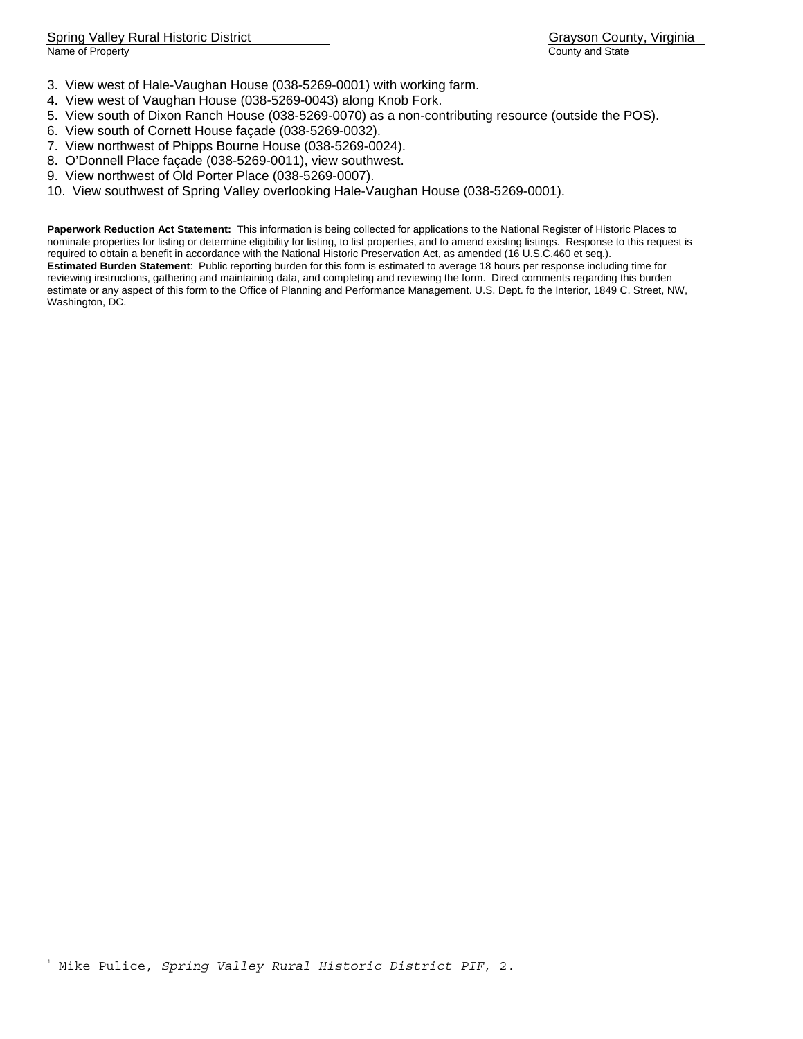3. View west of Hale-Vaughan House (038-5269-0001) with working farm.
4. View west of Vaughan House (038-5269-0043) along Knob Fork.
5. View south of Dixon Ranch House (038-5269-0070) as a non-contributing resource (outside the POS).
6. View south of Cornett House façade (038-5269-0032).
7. View northwest of Phipps Bourne House (038-5269-0024).
8. O'Donnell Place façade (038-5269-0011), view southwest.
9. View northwest of Old Porter Place (038-5269-0007).
10. View southwest of Spring Valley overlooking Hale-Vaughan House (038-5269-0001).

**Paperwork Reduction Act Statement:** This information is being collected for applications to the National Register of Historic Places to nominate properties for listing or determine eligibility for listing, to list properties, and to amend existing listings. Response to this request is required to obtain a benefit in accordance with the National Historic Preservation Act, as amended (16 U.S.C.460 et seq.).
**Estimated Burden Statement**: Public reporting burden for this form is estimated to average 18 hours per response including time for reviewing instructions, gathering and maintaining data, and completing and reviewing the form. Direct comments regarding this burden estimate or any aspect of this form to the Office of Planning and Performance Management. U.S. Dept. fo the Interior, 1849 C. Street, NW, Washington, DC.

[1] Mike Pulice, *Spring Valley Rural Historic District PIF*, 2.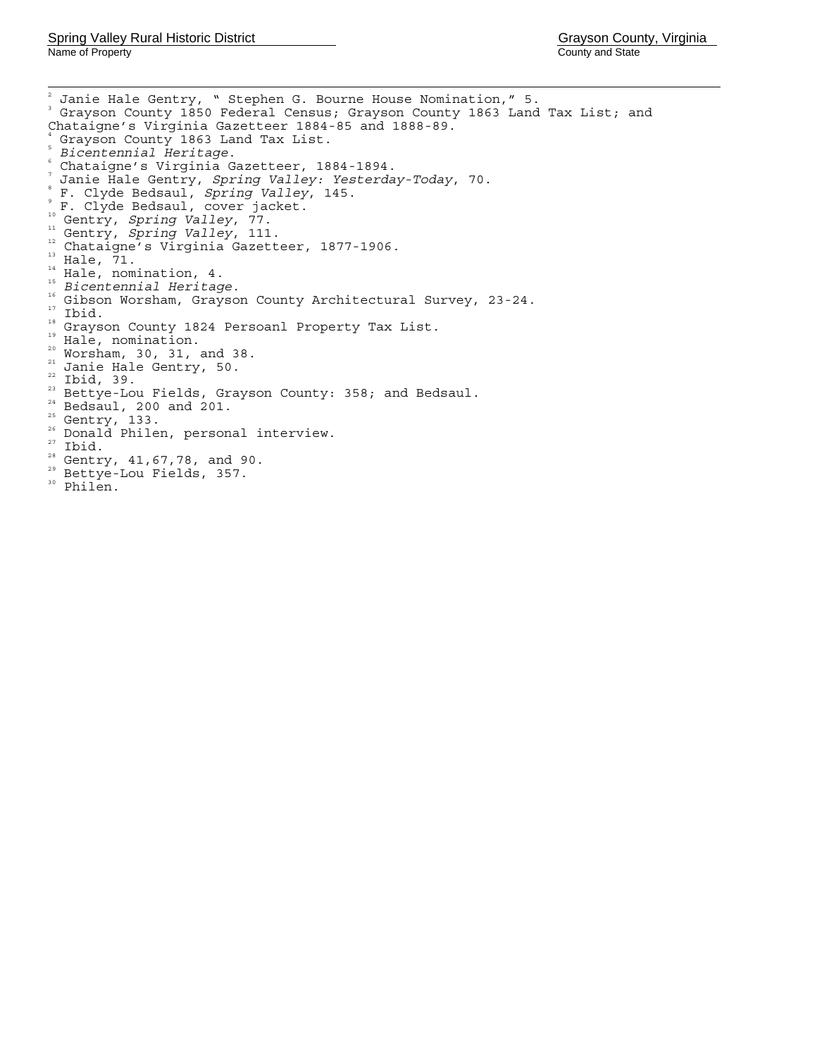[2] Janie Hale Gentry, " Stephen G. Bourne House Nomination," 5.

[3] Grayson County 1850 Federal Census; Grayson County 1863 Land Tax List; and Chataigne's Virginia Gazetteer 1884-85 and 1888-89.

[4] Grayson County 1863 Land Tax List.

[5] *Bicentennial Heritage*.

[6] Chataigne's Virginia Gazetteer, 1884-1894.

[7] Janie Hale Gentry, *Spring Valley: Yesterday-Today*, 70.

[8] F. Clyde Bedsaul, *Spring Valley*, 145.

[9] F. Clyde Bedsaul, cover jacket.

[10] Gentry, *Spring Valley*, 77.

[11] Gentry, *Spring Valley*, 111.

[12] Chataigne's Virginia Gazetteer, 1877-1906.

[13] Hale, 71.

[14] Hale, nomination, 4.

[15] *Bicentennial Heritage*.

[16] Gibson Worsham, Grayson County Architectural Survey, 23-24.

[17] Ibid.

[18] Grayson County 1824 Persoanl Property Tax List.

[19] Hale, nomination.

[20] Worsham, 30, 31, and 38.

[21] Janie Hale Gentry, 50.

[22] Ibid, 39.

[23] Bettye-Lou Fields, Grayson County: 358; and Bedsaul.

[24] Bedsaul, 200 and 201.

[25] Gentry, 133.

[26] Donald Philen, personal interview.

[27] Ibid.

[28] Gentry, 41,67,78, and 90.

[29] Bettye-Lou Fields, 357.

[30] Philen.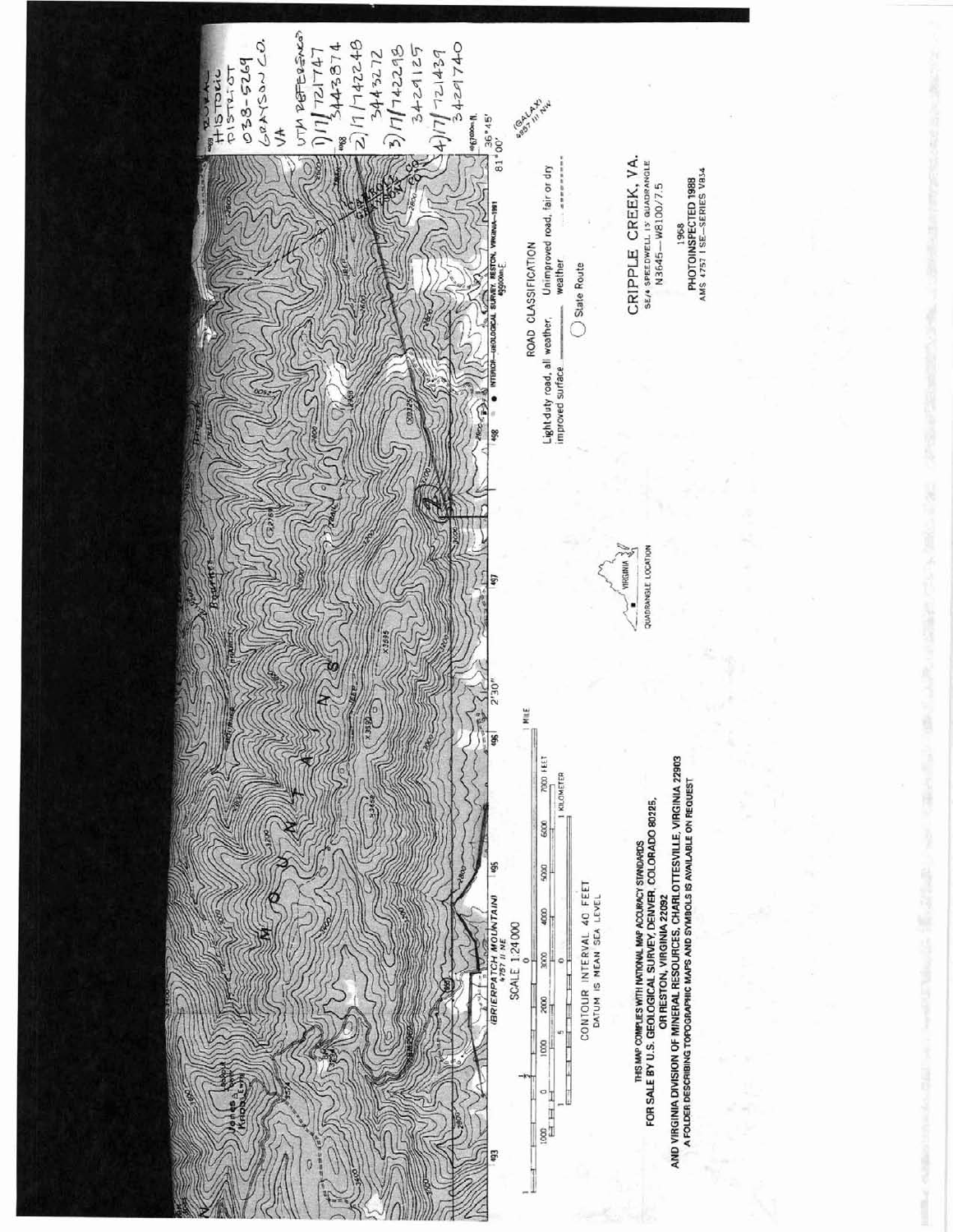RURAL HISTORIC DISTRICT
038-5269
GRAYSON CO.
VA

UTM REFERENCES
1) 17 721747 / 3443874
2) 17 742248 / 3443272
3) 17 742298 / 3429125
4) 17 721439 / 3429740

(GALAX)
4957 III NW

ROAD CLASSIFICATION

Light-duty road, all weather, improved surface

Unimproved road, fair or dry weather

State Route

CRIPPLE CREEK, VA.

SE/4 SPEEDWELL 15' QUADRANGLE

N3645—W8100/7.5

1968

PHOTOINSPECTED 1988

AMS 4757 I SE—SERIES V834

QUADRANGLE LOCATION

(BRIERPATCH MOUNTAIN)
4757 II NE

SCALE 1:24 000

CONTOUR INTERVAL 40 FEET
DATUM IS MEAN SEA LEVEL

THIS MAP COMPLIES WITH NATIONAL MAP ACCURACY STANDARDS
FOR SALE BY U.S. GEOLOGICAL SURVEY, DENVER, COLORADO 80225,
OR RESTON, VIRGINIA 22092
AND VIRGINIA DIVISION OF MINERAL RESOURCES, CHARLOTTESVILLE, VIRGINIA 22903
A FOLDER DESCRIBING TOPOGRAPHIC MAPS AND SYMBOLS IS AVAILABLE ON REQUEST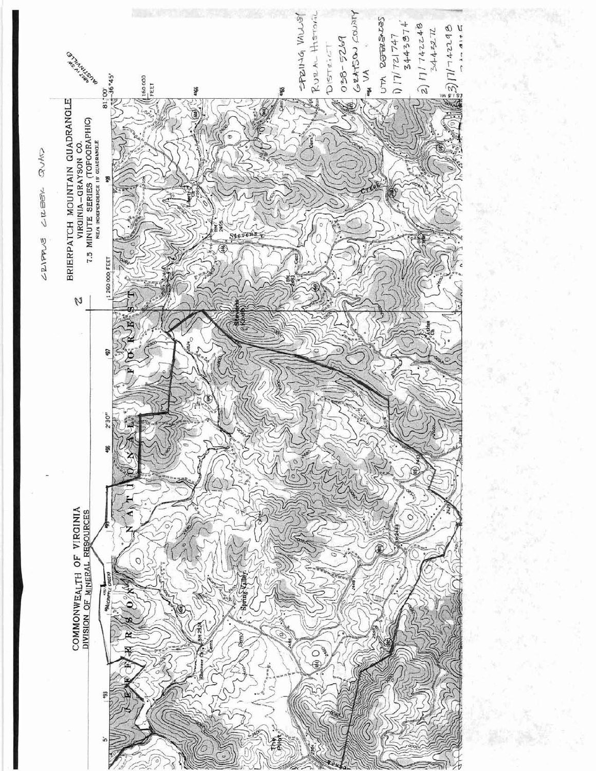CRIPPLE CREEK QUAD

COMMONWEALTH OF VIRGINIA
DIVISION OF MINERAL RESOURCES

BRIERPATCH MOUNTAIN QUADRANGLE
VIRGINIA–GRAYSON CO.
7.5 MINUTE SERIES (TOPOGRAPHIC)
NE/4 INDEPENDENCE 15' QUADRANGLE

SPRING VALLEY
RURAL HISTORIC
DISTRICT
038-5269
GRAYSON COUNTY
VA

UTM REFERENCES
1) 17/721747
3443874
2) 17/742248
3443272
3) 17/742298